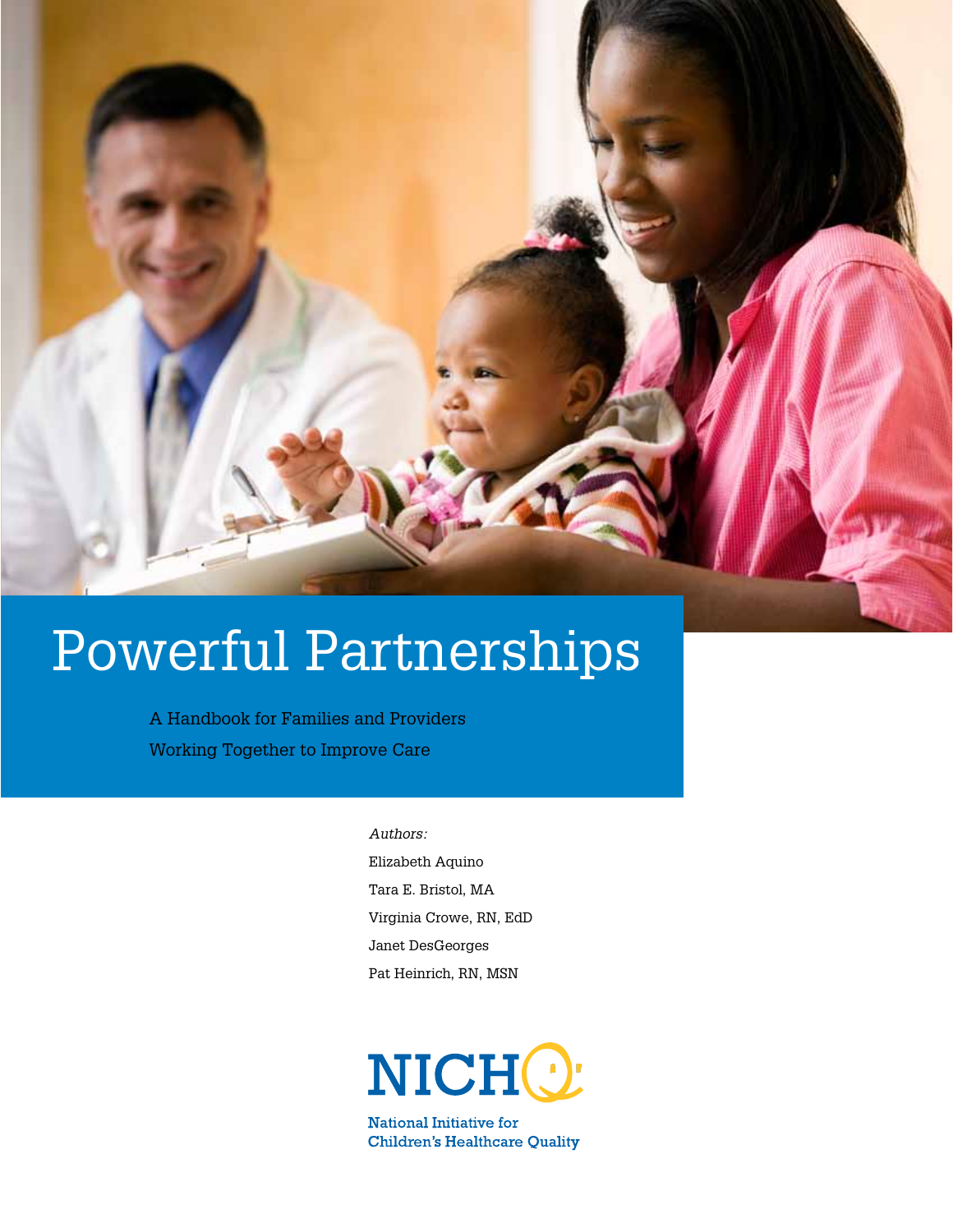# Powerful Partnerships

A Handbook for Families and Providers
Working Together to Improve Care

*Authors:*

Elizabeth Aquino

Tara E. Bristol, MA

Virginia Crowe, RN, EdD

Janet DesGeorges

Pat Heinrich, RN, MSN

NICHQ

National Initiative for
Children's Healthcare Quality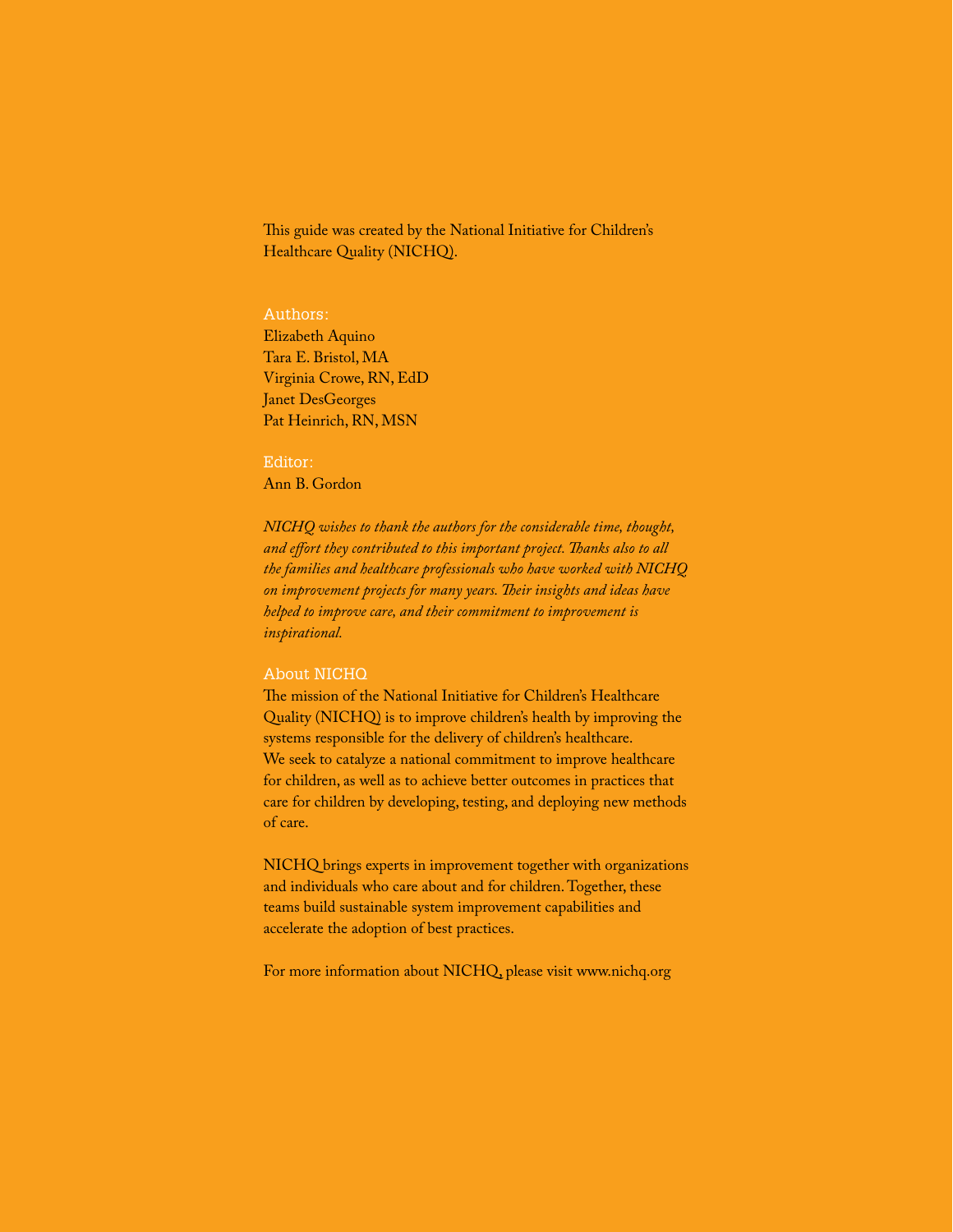This guide was created by the National Initiative for Children's Healthcare Quality (NICHQ).

## Authors:

Elizabeth Aquino
Tara E. Bristol, MA
Virginia Crowe, RN, EdD
Janet DesGeorges
Pat Heinrich, RN, MSN

## Editor:

Ann B. Gordon

*NICHQ wishes to thank the authors for the considerable time, thought, and effort they contributed to this important project. Thanks also to all the families and healthcare professionals who have worked with NICHQ on improvement projects for many years. Their insights and ideas have helped to improve care, and their commitment to improvement is inspirational.*

## About NICHQ

The mission of the National Initiative for Children's Healthcare Quality (NICHQ) is to improve children's health by improving the systems responsible for the delivery of children's healthcare. We seek to catalyze a national commitment to improve healthcare for children, as well as to achieve better outcomes in practices that care for children by developing, testing, and deploying new methods of care.

NICHQ brings experts in improvement together with organizations and individuals who care about and for children. Together, these teams build sustainable system improvement capabilities and accelerate the adoption of best practices.

For more information about NICHQ, please visit www.nichq.org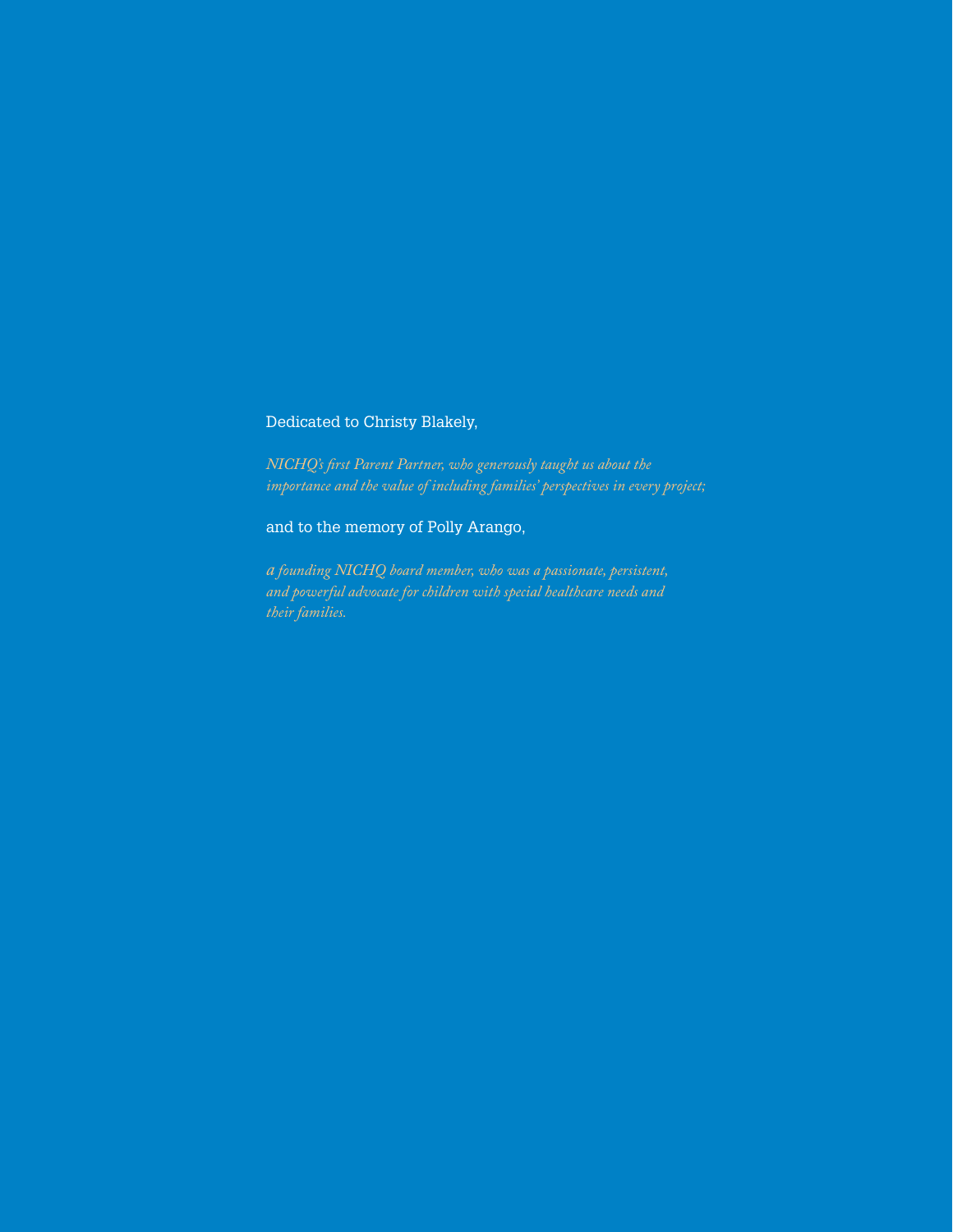Dedicated to Christy Blakely,

*NICHQ's first Parent Partner, who generously taught us about the importance and the value of including families' perspectives in every project;*

and to the memory of Polly Arango,

*a founding NICHQ board member, who was a passionate, persistent, and powerful advocate for children with special healthcare needs and their families.*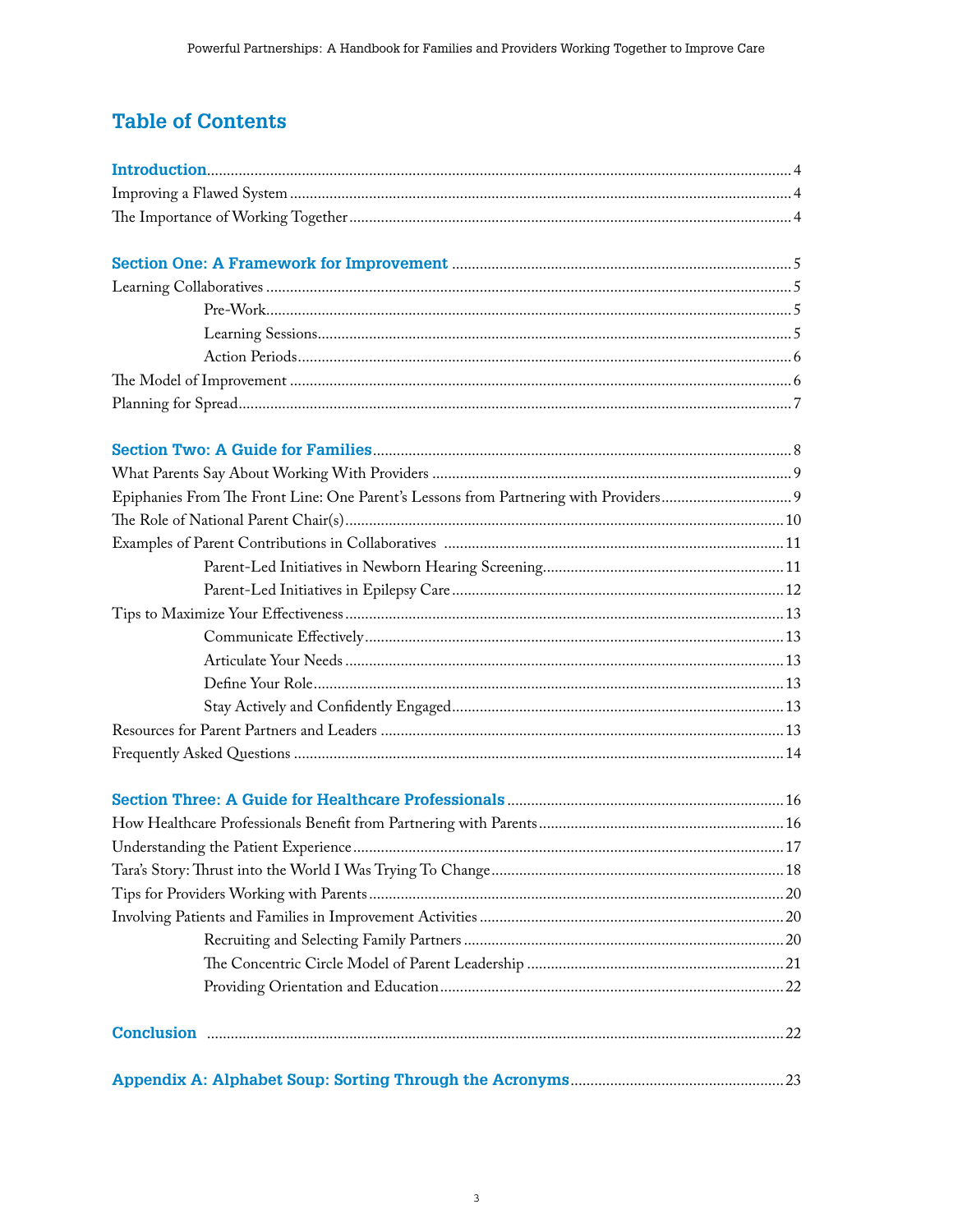## Table of Contents

**Introduction** ... 4
Improving a Flawed System ... 4
The Importance of Working Together ... 4

**Section One: A Framework for Improvement** ... 5
Learning Collaboratives ... 5
  Pre-Work ... 5
  Learning Sessions ... 5
  Action Periods ... 6
The Model of Improvement ... 6
Planning for Spread ... 7

**Section Two: A Guide for Families** ... 8
What Parents Say About Working With Providers ... 9
Epiphanies From The Front Line: One Parent's Lessons from Partnering with Providers ... 9
The Role of National Parent Chair(s) ... 10
Examples of Parent Contributions in Collaboratives ... 11
  Parent-Led Initiatives in Newborn Hearing Screening ... 11
  Parent-Led Initiatives in Epilepsy Care ... 12
Tips to Maximize Your Effectiveness ... 13
  Communicate Effectively ... 13
  Articulate Your Needs ... 13
  Define Your Role ... 13
  Stay Actively and Confidently Engaged ... 13
Resources for Parent Partners and Leaders ... 13
Frequently Asked Questions ... 14

**Section Three: A Guide for Healthcare Professionals** ... 16
How Healthcare Professionals Benefit from Partnering with Parents ... 16
Understanding the Patient Experience ... 17
Tara's Story: Thrust into the World I Was Trying To Change ... 18
Tips for Providers Working with Parents ... 20
Involving Patients and Families in Improvement Activities ... 20
  Recruiting and Selecting Family Partners ... 20
  The Concentric Circle Model of Parent Leadership ... 21
  Providing Orientation and Education ... 22

**Conclusion** ... 22

**Appendix A: Alphabet Soup: Sorting Through the Acronyms** ... 23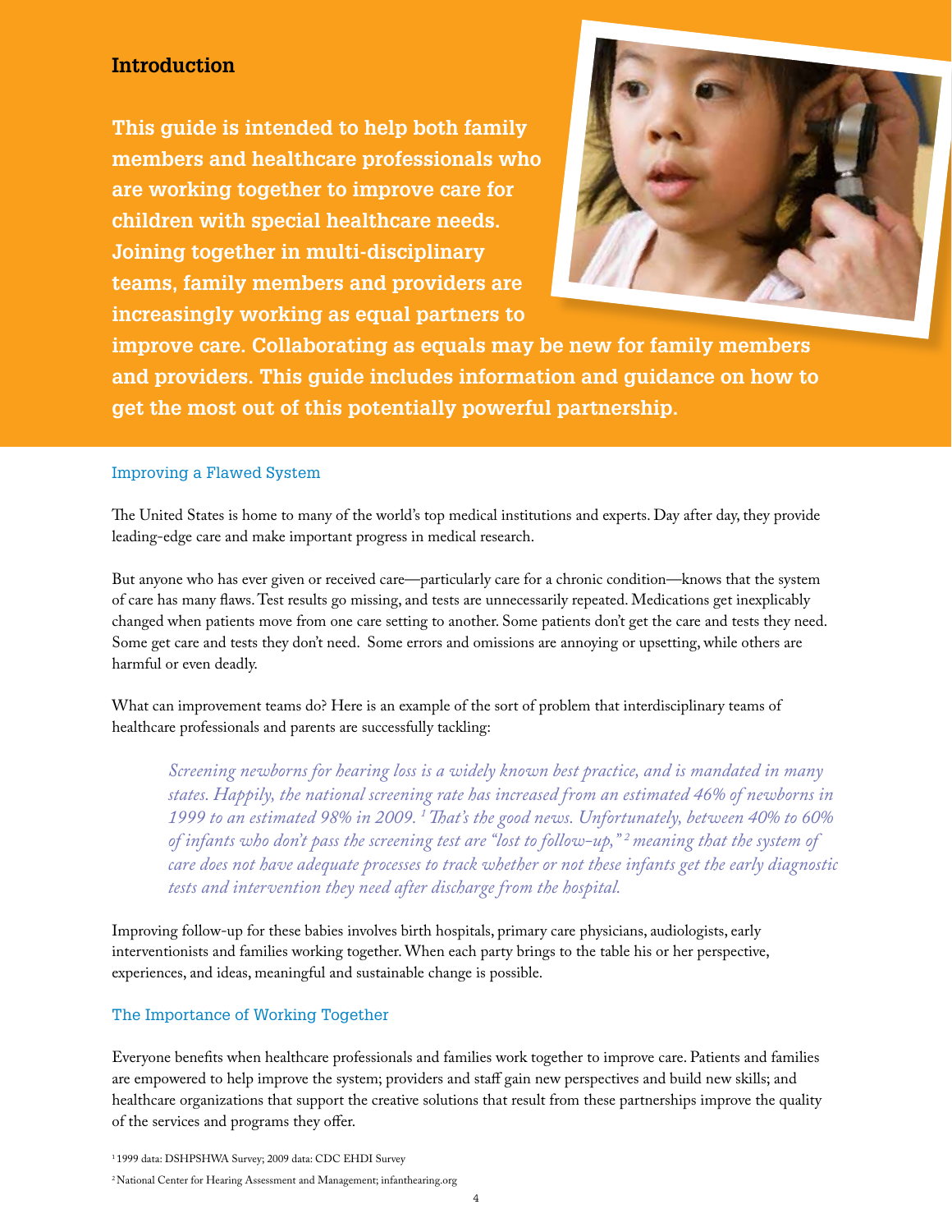## Introduction

**This guide is intended to help both family members and healthcare professionals who are working together to improve care for children with special healthcare needs. Joining together in multi-disciplinary teams, family members and providers are increasingly working as equal partners to improve care. Collaborating as equals may be new for family members and providers. This guide includes information and guidance on how to get the most out of this potentially powerful partnership.**

### Improving a Flawed System

The United States is home to many of the world's top medical institutions and experts. Day after day, they provide leading-edge care and make important progress in medical research.

But anyone who has ever given or received care—particularly care for a chronic condition—knows that the system of care has many flaws. Test results go missing, and tests are unnecessarily repeated. Medications get inexplicably changed when patients move from one care setting to another. Some patients don't get the care and tests they need. Some get care and tests they don't need. Some errors and omissions are annoying or upsetting, while others are harmful or even deadly.

What can improvement teams do? Here is an example of the sort of problem that interdisciplinary teams of healthcare professionals and parents are successfully tackling:

> *Screening newborns for hearing loss is a widely known best practice, and is mandated in many states. Happily, the national screening rate has increased from an estimated 46% of newborns in 1999 to an estimated 98% in 2009.[1] That's the good news. Unfortunately, between 40% to 60% of infants who don't pass the screening test are "lost to follow-up,"[2] meaning that the system of care does not have adequate processes to track whether or not these infants get the early diagnostic tests and intervention they need after discharge from the hospital.*

Improving follow-up for these babies involves birth hospitals, primary care physicians, audiologists, early interventionists and families working together. When each party brings to the table his or her perspective, experiences, and ideas, meaningful and sustainable change is possible.

### The Importance of Working Together

Everyone benefits when healthcare professionals and families work together to improve care. Patients and families are empowered to help improve the system; providers and staff gain new perspectives and build new skills; and healthcare organizations that support the creative solutions that result from these partnerships improve the quality of the services and programs they offer.

[1] 1999 data: DSHPSHWA Survey; 2009 data: CDC EHDI Survey

[2] National Center for Hearing Assessment and Management; infanthearing.org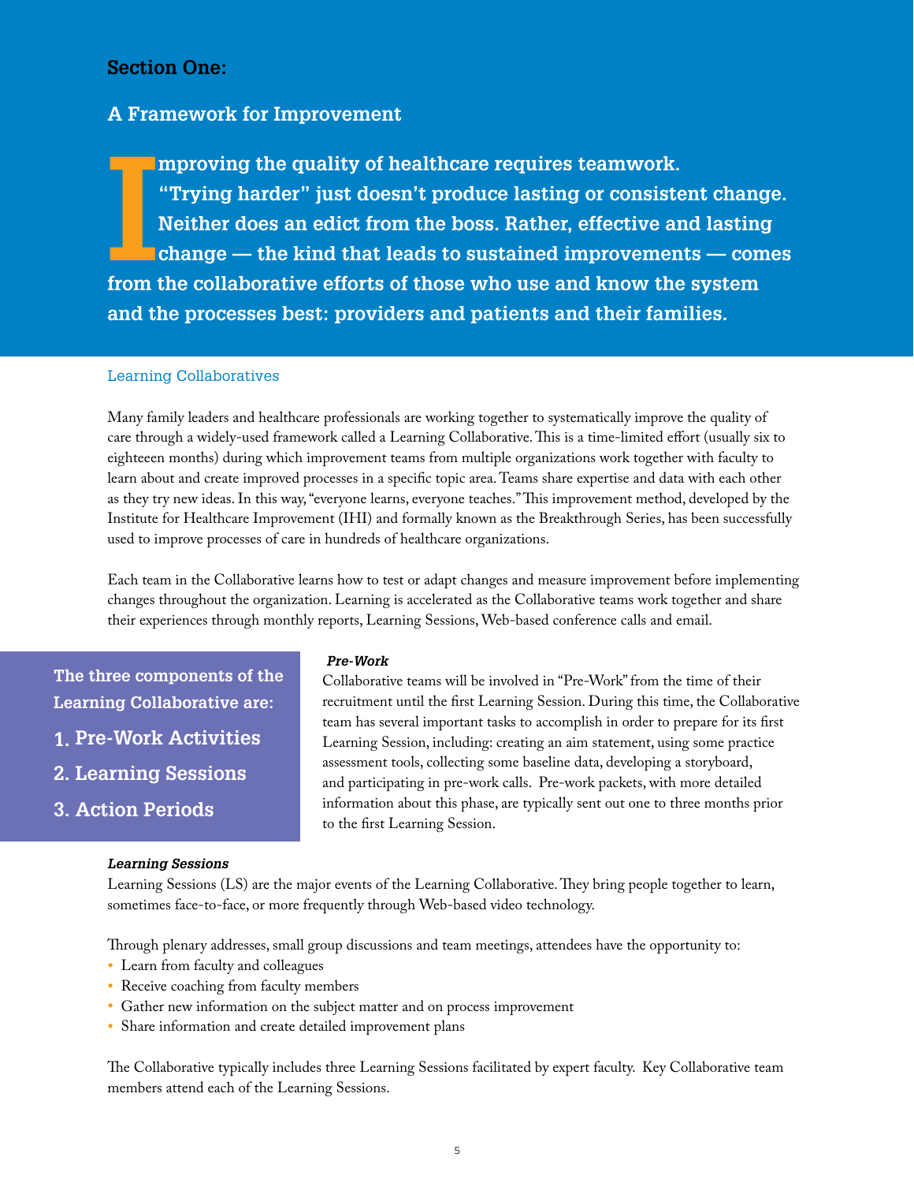# Section One:

## A Framework for Improvement

**Improving the quality of healthcare requires teamwork. "Trying harder" just doesn't produce lasting or consistent change. Neither does an edict from the boss. Rather, effective and lasting change — the kind that leads to sustained improvements — comes from the collaborative efforts of those who use and know the system and the processes best: providers and patients and their families.**

### Learning Collaboratives

Many family leaders and healthcare professionals are working together to systematically improve the quality of care through a widely-used framework called a Learning Collaborative. This is a time-limited effort (usually six to eighteeen months) during which improvement teams from multiple organizations work together with faculty to learn about and create improved processes in a specific topic area. Teams share expertise and data with each other as they try new ideas. In this way, "everyone learns, everyone teaches." This improvement method, developed by the Institute for Healthcare Improvement (IHI) and formally known as the Breakthrough Series, has been successfully used to improve processes of care in hundreds of healthcare organizations.

Each team in the Collaborative learns how to test or adapt changes and measure improvement before implementing changes throughout the organization. Learning is accelerated as the Collaborative teams work together and share their experiences through monthly reports, Learning Sessions, Web-based conference calls and email.

**The three components of the Learning Collaborative are:**

1. **Pre-Work Activities**
2. **Learning Sessions**
3. **Action Periods**

#### *Pre-Work*

Collaborative teams will be involved in "Pre-Work" from the time of their recruitment until the first Learning Session. During this time, the Collaborative team has several important tasks to accomplish in order to prepare for its first Learning Session, including: creating an aim statement, using some practice assessment tools, collecting some baseline data, developing a storyboard, and participating in pre-work calls. Pre-work packets, with more detailed information about this phase, are typically sent out one to three months prior to the first Learning Session.

#### *Learning Sessions*

Learning Sessions (LS) are the major events of the Learning Collaborative. They bring people together to learn, sometimes face-to-face, or more frequently through Web-based video technology.

Through plenary addresses, small group discussions and team meetings, attendees have the opportunity to:

- Learn from faculty and colleagues
- Receive coaching from faculty members
- Gather new information on the subject matter and on process improvement
- Share information and create detailed improvement plans

The Collaborative typically includes three Learning Sessions facilitated by expert faculty. Key Collaborative team members attend each of the Learning Sessions.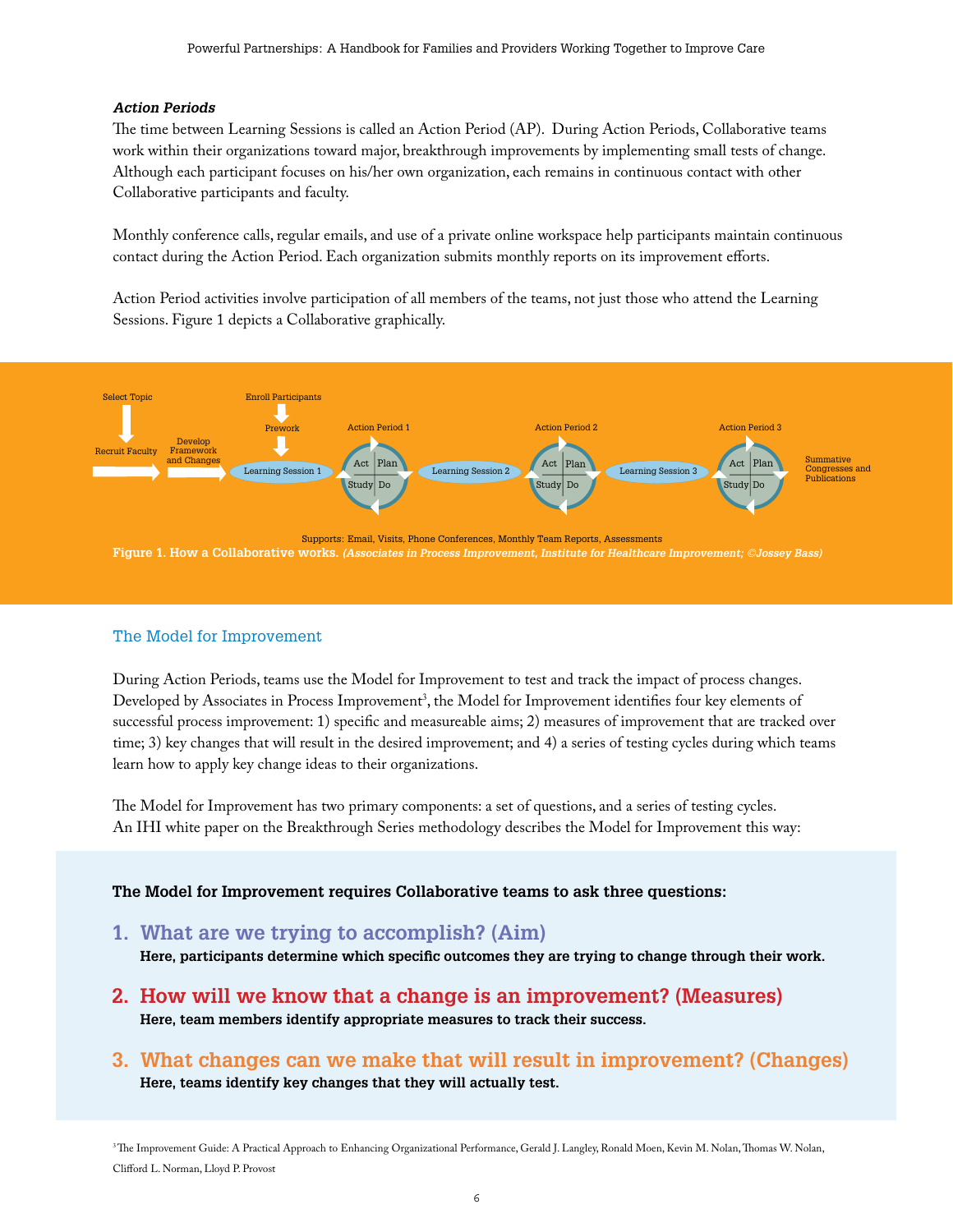### *Action Periods*

The time between Learning Sessions is called an Action Period (AP). During Action Periods, Collaborative teams work within their organizations toward major, breakthrough improvements by implementing small tests of change. Although each participant focuses on his/her own organization, each remains in continuous contact with other Collaborative participants and faculty.

Monthly conference calls, regular emails, and use of a private online workspace help participants maintain continuous contact during the Action Period. Each organization submits monthly reports on its improvement efforts.

Action Period activities involve participation of all members of the teams, not just those who attend the Learning Sessions. Figure 1 depicts a Collaborative graphically.

Select Topic → Recruit Faculty → Develop Framework and Changes → Learning Session 1 → Action Period 1 (Act, Plan, Study, Do) → Learning Session 2 → Action Period 2 (Act, Plan, Study, Do) → Learning Session 3 → Action Period 3 (Act, Plan, Study, Do) → Summative Congresses and Publications

Enroll Participants → Prework → Learning Session 1

Supports: Email, Visits, Phone Conferences, Monthly Team Reports, Assessments

**Figure 1. How a Collaborative works.** ***(Associates in Process Improvement, Institute for Healthcare Improvement; ©Jossey Bass)***

## The Model for Improvement

During Action Periods, teams use the Model for Improvement to test and track the impact of process changes. Developed by Associates in Process Improvement[3], the Model for Improvement identifies four key elements of successful process improvement: 1) specific and measureable aims; 2) measures of improvement that are tracked over time; 3) key changes that will result in the desired improvement; and 4) a series of testing cycles during which teams learn how to apply key change ideas to their organizations.

The Model for Improvement has two primary components: a set of questions, and a series of testing cycles. An IHI white paper on the Breakthrough Series methodology describes the Model for Improvement this way:

**The Model for Improvement requires Collaborative teams to ask three questions:**

1. **What are we trying to accomplish? (Aim)**
   **Here, participants determine which specific outcomes they are trying to change through their work.**
2. **How will we know that a change is an improvement? (Measures)**
   **Here, team members identify appropriate measures to track their success.**
3. **What changes can we make that will result in improvement? (Changes)**
   **Here, teams identify key changes that they will actually test.**

[3] The Improvement Guide: A Practical Approach to Enhancing Organizational Performance, Gerald J. Langley, Ronald Moen, Kevin M. Nolan, Thomas W. Nolan, Clifford L. Norman, Lloyd P. Provost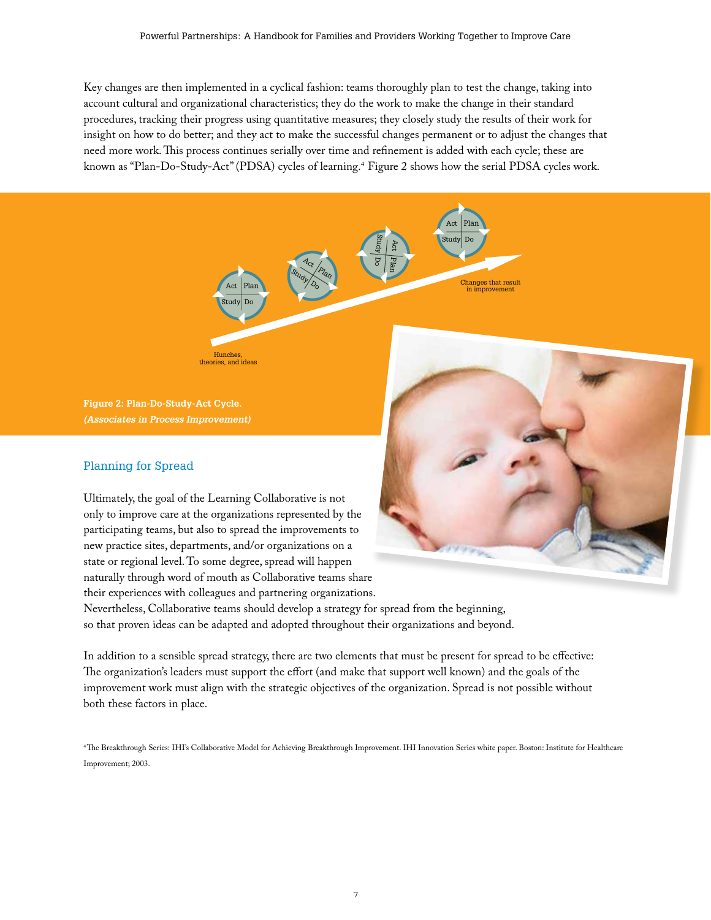Key changes are then implemented in a cyclical fashion: teams thoroughly plan to test the change, taking into account cultural and organizational characteristics; they do the work to make the change in their standard procedures, tracking their progress using quantitative measures; they closely study the results of their work for insight on how to do better; and they act to make the successful changes permanent or to adjust the changes that need more work. This process continues serially over time and refinement is added with each cycle; these are known as "Plan-Do-Study-Act" (PDSA) cycles of learning.[4] Figure 2 shows how the serial PDSA cycles work.

Hunches, theories, and ideas

Changes that result in improvement

**Figure 2: Plan-Do-Study-Act Cycle.**
***(Associates in Process Improvement)***

## Planning for Spread

Ultimately, the goal of the Learning Collaborative is not only to improve care at the organizations represented by the participating teams, but also to spread the improvements to new practice sites, departments, and/or organizations on a state or regional level. To some degree, spread will happen naturally through word of mouth as Collaborative teams share their experiences with colleagues and partnering organizations. Nevertheless, Collaborative teams should develop a strategy for spread from the beginning, so that proven ideas can be adapted and adopted throughout their organizations and beyond.

In addition to a sensible spread strategy, there are two elements that must be present for spread to be effective: The organization's leaders must support the effort (and make that support well known) and the goals of the improvement work must align with the strategic objectives of the organization. Spread is not possible without both these factors in place.

[4] The Breakthrough Series: IHI's Collaborative Model for Achieving Breakthrough Improvement. IHI Innovation Series white paper. Boston: Institute for Healthcare Improvement; 2003.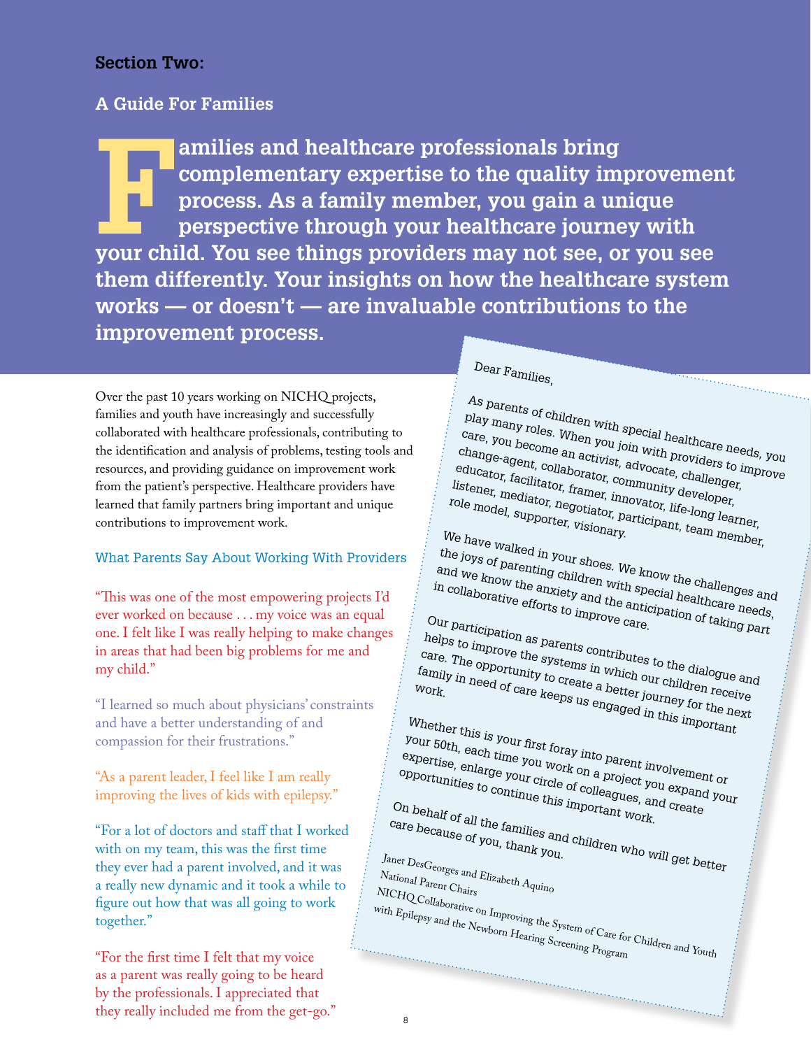## Section Two:

## A Guide For Families

**Families and healthcare professionals bring complementary expertise to the quality improvement process. As a family member, you gain a unique perspective through your healthcare journey with your child. You see things providers may not see, or you see them differently. Your insights on how the healthcare system works — or doesn't — are invaluable contributions to the improvement process.**

Over the past 10 years working on NICHQ projects, families and youth have increasingly and successfully collaborated with healthcare professionals, contributing to the identification and analysis of problems, testing tools and resources, and providing guidance on improvement work from the patient's perspective. Healthcare providers have learned that family partners bring important and unique contributions to improvement work.

### What Parents Say About Working With Providers

"This was one of the most empowering projects I'd ever worked on because . . . my voice was an equal one. I felt like I was really helping to make changes in areas that had been big problems for me and my child."

"I learned so much about physicians' constraints and have a better understanding of and compassion for their frustrations."

"As a parent leader, I feel like I am really improving the lives of kids with epilepsy."

"For a lot of doctors and staff that I worked with on my team, this was the first time they ever had a parent involved, and it was a really new dynamic and it took a while to figure out how that was all going to work together."

"For the first time I felt that my voice as a parent was really going to be heard by the professionals. I appreciated that they really included me from the get-go."

Dear Families,

As parents of children with special healthcare needs, you play many roles. When you join with providers to improve care, you become an activist, advocate, challenger, change-agent, collaborator, community developer, educator, facilitator, framer, innovator, life-long learner, listener, mediator, negotiator, participant, team member, role model, supporter, visionary.

We have walked in your shoes. We know the challenges and the joys of parenting children with special healthcare needs, and we know the anxiety and the anticipation of taking part in collaborative efforts to improve care.

Our participation as parents contributes to the dialogue and helps to improve the systems in which our children receive care. The opportunity to create a better journey for the next family in need of care keeps us engaged in this important work.

Whether this is your first foray into parent involvement or your 50th, each time you work on a project you expand your expertise, enlarge your circle of colleagues, and create opportunities to continue this important work.

On behalf of all the families and children who will get better care because of you, thank you.

*Janet DesGeorges and Elizabeth Aquino*
*National Parent Chairs*
*NICHQ Collaborative on Improving the System of Care for Children and Youth with Epilepsy and the Newborn Hearing Screening Program*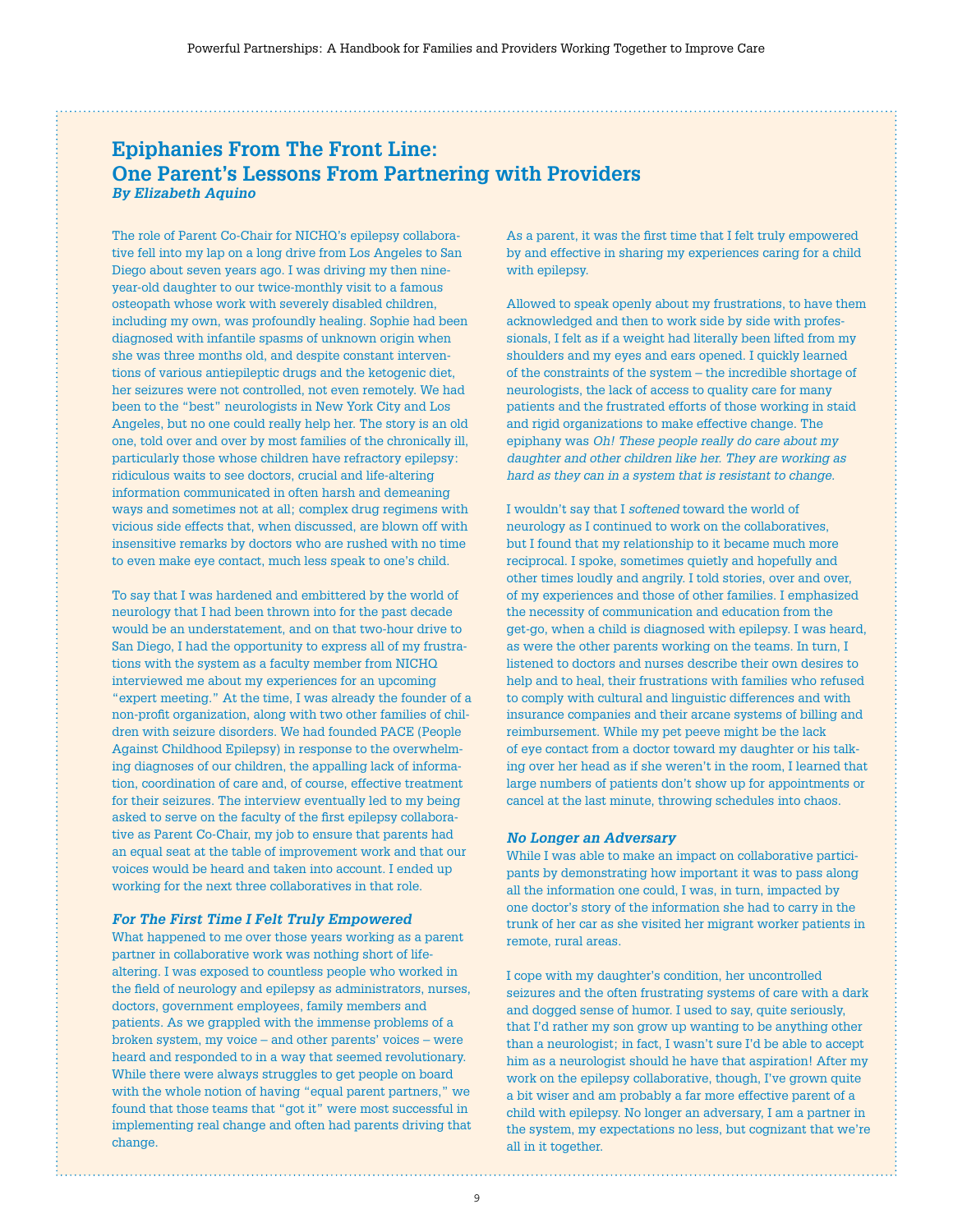# Epiphanies From The Front Line: One Parent's Lessons From Partnering with Providers

***By Elizabeth Aquino***

The role of Parent Co-Chair for NICHQ's epilepsy collaborative fell into my lap on a long drive from Los Angeles to San Diego about seven years ago. I was driving my then nine-year-old daughter to our twice-monthly visit to a famous osteopath whose work with severely disabled children, including my own, was profoundly healing. Sophie had been diagnosed with infantile spasms of unknown origin when she was three months old, and despite constant interventions of various antiepileptic drugs and the ketogenic diet, her seizures were not controlled, not even remotely. We had been to the "best" neurologists in New York City and Los Angeles, but no one could really help her. The story is an old one, told over and over by most families of the chronically ill, particularly those whose children have refractory epilepsy: ridiculous waits to see doctors, crucial and life-altering information communicated in often harsh and demeaning ways and sometimes not at all; complex drug regimens with vicious side effects that, when discussed, are blown off with insensitive remarks by doctors who are rushed with no time to even make eye contact, much less speak to one's child.

To say that I was hardened and embittered by the world of neurology that I had been thrown into for the past decade would be an understatement, and on that two-hour drive to San Diego, I had the opportunity to express all of my frustrations with the system as a faculty member from NICHQ interviewed me about my experiences for an upcoming "expert meeting." At the time, I was already the founder of a non-profit organization, along with two other families of children with seizure disorders. We had founded PACE (People Against Childhood Epilepsy) in response to the overwhelming diagnoses of our children, the appalling lack of information, coordination of care and, of course, effective treatment for their seizures. The interview eventually led to my being asked to serve on the faculty of the first epilepsy collaborative as Parent Co-Chair, my job to ensure that parents had an equal seat at the table of improvement work and that our voices would be heard and taken into account. I ended up working for the next three collaboratives in that role.

### *For The First Time I Felt Truly Empowered*

What happened to me over those years working as a parent partner in collaborative work was nothing short of life-altering. I was exposed to countless people who worked in the field of neurology and epilepsy as administrators, nurses, doctors, government employees, family members and patients. As we grappled with the immense problems of a broken system, my voice – and other parents' voices – were heard and responded to in a way that seemed revolutionary. While there were always struggles to get people on board with the whole notion of having "equal parent partners," we found that those teams that "got it" were most successful in implementing real change and often had parents driving that change.

As a parent, it was the first time that I felt truly empowered by and effective in sharing my experiences caring for a child with epilepsy.

Allowed to speak openly about my frustrations, to have them acknowledged and then to work side by side with professionals, I felt as if a weight had literally been lifted from my shoulders and my eyes and ears opened. I quickly learned of the constraints of the system – the incredible shortage of neurologists, the lack of access to quality care for many patients and the frustrated efforts of those working in staid and rigid organizations to make effective change. The epiphany was *Oh! These people really do care about my daughter and other children like her. They are working as hard as they can in a system that is resistant to change.*

I wouldn't say that I *softened* toward the world of neurology as I continued to work on the collaboratives, but I found that my relationship to it became much more reciprocal. I spoke, sometimes quietly and hopefully and other times loudly and angrily. I told stories, over and over, of my experiences and those of other families. I emphasized the necessity of communication and education from the get-go, when a child is diagnosed with epilepsy. I was heard, as were the other parents working on the teams. In turn, I listened to doctors and nurses describe their own desires to help and to heal, their frustrations with families who refused to comply with cultural and linguistic differences and with insurance companies and their arcane systems of billing and reimbursement. While my pet peeve might be the lack of eye contact from a doctor toward my daughter or his talking over her head as if she weren't in the room, I learned that large numbers of patients don't show up for appointments or cancel at the last minute, throwing schedules into chaos.

### *No Longer an Adversary*

While I was able to make an impact on collaborative participants by demonstrating how important it was to pass along all the information one could, I was, in turn, impacted by one doctor's story of the information she had to carry in the trunk of her car as she visited her migrant worker patients in remote, rural areas.

I cope with my daughter's condition, her uncontrolled seizures and the often frustrating systems of care with a dark and dogged sense of humor. I used to say, quite seriously, that I'd rather my son grow up wanting to be anything other than a neurologist; in fact, I wasn't sure I'd be able to accept him as a neurologist should he have that aspiration! After my work on the epilepsy collaborative, though, I've grown quite a bit wiser and am probably a far more effective parent of a child with epilepsy. No longer an adversary, I am a partner in the system, my expectations no less, but cognizant that we're all in it together.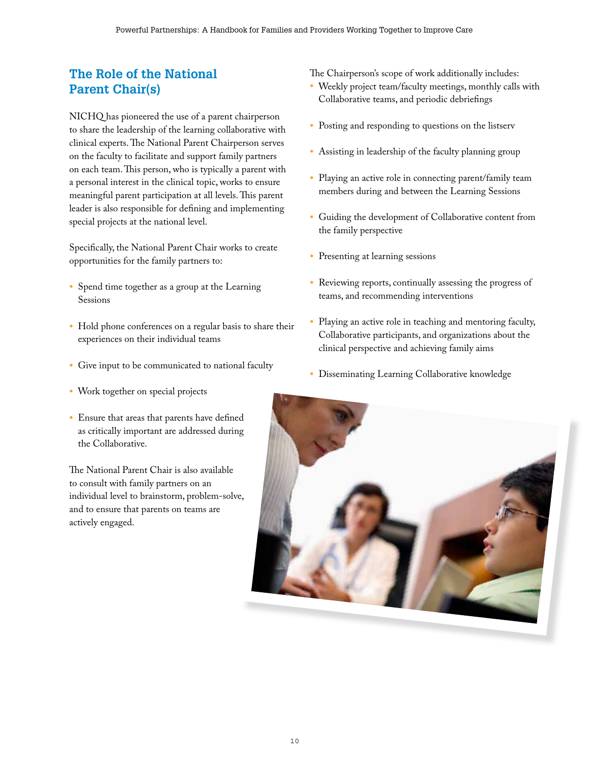## The Role of the National Parent Chair(s)

NICHQ has pioneered the use of a parent chairperson to share the leadership of the learning collaborative with clinical experts. The National Parent Chairperson serves on the faculty to facilitate and support family partners on each team. This person, who is typically a parent with a personal interest in the clinical topic, works to ensure meaningful parent participation at all levels. This parent leader is also responsible for defining and implementing special projects at the national level.

Specifically, the National Parent Chair works to create opportunities for the family partners to:

- Spend time together as a group at the Learning Sessions
- Hold phone conferences on a regular basis to share their experiences on their individual teams
- Give input to be communicated to national faculty
- Work together on special projects
- Ensure that areas that parents have defined as critically important are addressed during the Collaborative.

The National Parent Chair is also available to consult with family partners on an individual level to brainstorm, problem-solve, and to ensure that parents on teams are actively engaged.

The Chairperson's scope of work additionally includes:

- Weekly project team/faculty meetings, monthly calls with Collaborative teams, and periodic debriefings
- Posting and responding to questions on the listserv
- Assisting in leadership of the faculty planning group
- Playing an active role in connecting parent/family team members during and between the Learning Sessions
- Guiding the development of Collaborative content from the family perspective
- Presenting at learning sessions
- Reviewing reports, continually assessing the progress of teams, and recommending interventions
- Playing an active role in teaching and mentoring faculty, Collaborative participants, and organizations about the clinical perspective and achieving family aims
- Disseminating Learning Collaborative knowledge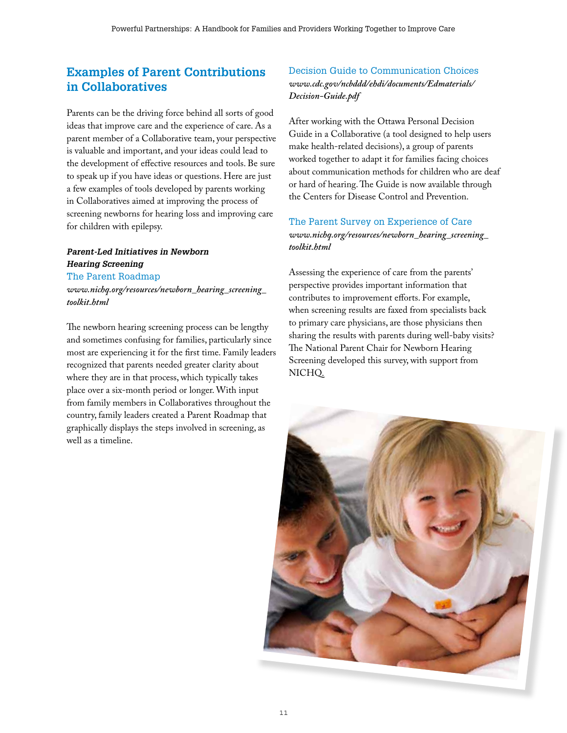## Examples of Parent Contributions in Collaboratives

Parents can be the driving force behind all sorts of good ideas that improve care and the experience of care. As a parent member of a Collaborative team, your perspective is valuable and important, and your ideas could lead to the development of effective resources and tools. Be sure to speak up if you have ideas or questions. Here are just a few examples of tools developed by parents working in Collaboratives aimed at improving the process of screening newborns for hearing loss and improving care for children with epilepsy.

***Parent-Led Initiatives in Newborn Hearing Screening***

### The Parent Roadmap

*www.nichq.org/resources/newborn_hearing_screening_toolkit.html*

The newborn hearing screening process can be lengthy and sometimes confusing for families, particularly since most are experiencing it for the first time. Family leaders recognized that parents needed greater clarity about where they are in that process, which typically takes place over a six-month period or longer. With input from family members in Collaboratives throughout the country, family leaders created a Parent Roadmap that graphically displays the steps involved in screening, as well as a timeline.

### Decision Guide to Communication Choices

*www.cdc.gov/ncbddd/ehdi/documents/Edmaterials/Decision-Guide.pdf*

After working with the Ottawa Personal Decision Guide in a Collaborative (a tool designed to help users make health-related decisions), a group of parents worked together to adapt it for families facing choices about communication methods for children who are deaf or hard of hearing. The Guide is now available through the Centers for Disease Control and Prevention.

### The Parent Survey on Experience of Care

*www.nichq.org/resources/newborn_hearing_screening_toolkit.html*

Assessing the experience of care from the parents' perspective provides important information that contributes to improvement efforts. For example, when screening results are faxed from specialists back to primary care physicians, are those physicians then sharing the results with parents during well-baby visits? The National Parent Chair for Newborn Hearing Screening developed this survey, with support from NICHQ.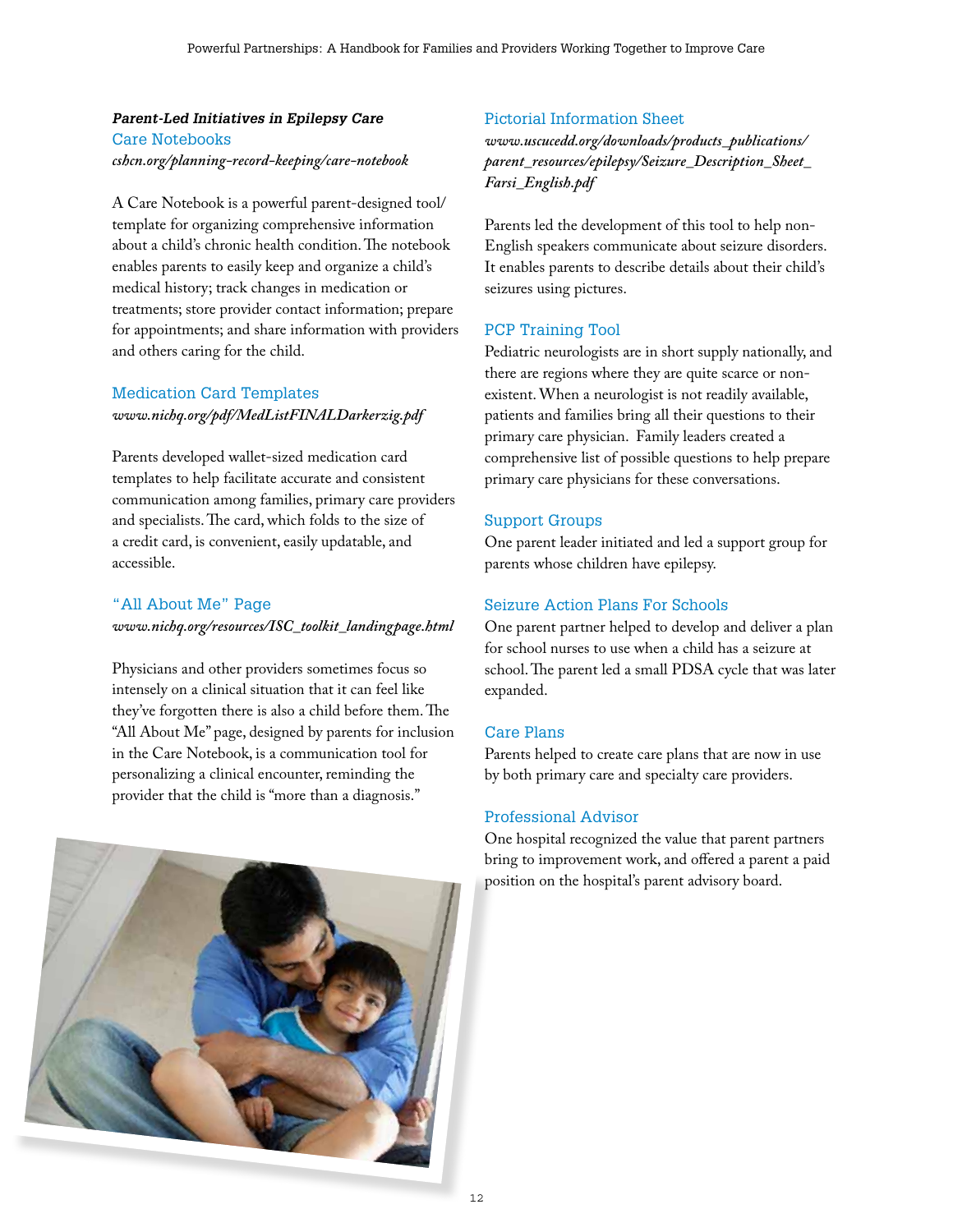***Parent-Led Initiatives in Epilepsy Care***

### Care Notebooks

*cshcn.org/planning-record-keeping/care-notebook*

A Care Notebook is a powerful parent-designed tool/ template for organizing comprehensive information about a child's chronic health condition. The notebook enables parents to easily keep and organize a child's medical history; track changes in medication or treatments; store provider contact information; prepare for appointments; and share information with providers and others caring for the child.

### Medication Card Templates

*www.nichq.org/pdf/MedListFINALDarkerzig.pdf*

Parents developed wallet-sized medication card templates to help facilitate accurate and consistent communication among families, primary care providers and specialists. The card, which folds to the size of a credit card, is convenient, easily updatable, and accessible.

### "All About Me" Page

*www.nichq.org/resources/ISC_toolkit_landingpage.html*

Physicians and other providers sometimes focus so intensely on a clinical situation that it can feel like they've forgotten there is also a child before them. The "All About Me" page, designed by parents for inclusion in the Care Notebook, is a communication tool for personalizing a clinical encounter, reminding the provider that the child is "more than a diagnosis."

### Pictorial Information Sheet

*www.uscucedd.org/downloads/products_publications/parent_resources/epilepsy/Seizure_Description_Sheet_Farsi_English.pdf*

Parents led the development of this tool to help non-English speakers communicate about seizure disorders. It enables parents to describe details about their child's seizures using pictures.

### PCP Training Tool

Pediatric neurologists are in short supply nationally, and there are regions where they are quite scarce or non-existent. When a neurologist is not readily available, patients and families bring all their questions to their primary care physician. Family leaders created a comprehensive list of possible questions to help prepare primary care physicians for these conversations.

### Support Groups

One parent leader initiated and led a support group for parents whose children have epilepsy.

### Seizure Action Plans For Schools

One parent partner helped to develop and deliver a plan for school nurses to use when a child has a seizure at school. The parent led a small PDSA cycle that was later expanded.

### Care Plans

Parents helped to create care plans that are now in use by both primary care and specialty care providers.

### Professional Advisor

One hospital recognized the value that parent partners bring to improvement work, and offered a parent a paid position on the hospital's parent advisory board.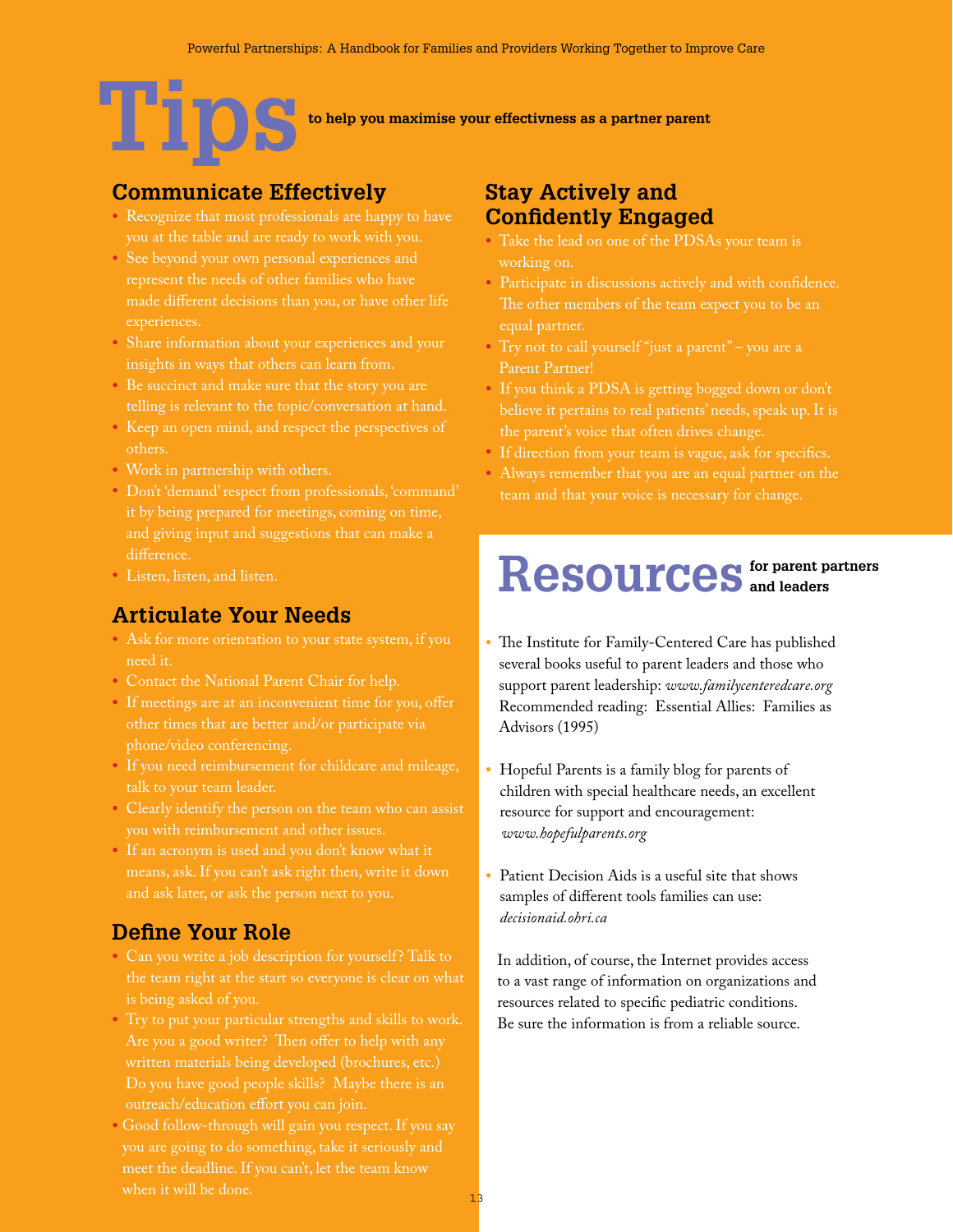# Tips to help you maximise your effectivness as a partner parent

## Communicate Effectively

- Recognize that most professionals are happy to have you at the table and are ready to work with you.
- See beyond your own personal experiences and represent the needs of other families who have made different decisions than you, or have other life experiences.
- Share information about your experiences and your insights in ways that others can learn from.
- Be succinct and make sure that the story you are telling is relevant to the topic/conversation at hand.
- Keep an open mind, and respect the perspectives of others.
- Work in partnership with others.
- Don't 'demand' respect from professionals, 'command' it by being prepared for meetings, coming on time, and giving input and suggestions that can make a difference.
- Listen, listen, and listen.

## Articulate Your Needs

- Ask for more orientation to your state system, if you need it.
- Contact the National Parent Chair for help.
- If meetings are at an inconvenient time for you, offer other times that are better and/or participate via phone/video conferencing.
- If you need reimbursement for childcare and mileage, talk to your team leader.
- Clearly identify the person on the team who can assist you with reimbursement and other issues.
- If an acronym is used and you don't know what it means, ask. If you can't ask right then, write it down and ask later, or ask the person next to you.

## Define Your Role

- Can you write a job description for yourself? Talk to the team right at the start so everyone is clear on what is being asked of you.
- Try to put your particular strengths and skills to work. Are you a good writer? Then offer to help with any written materials being developed (brochures, etc.) Do you have good people skills? Maybe there is an outreach/education effort you can join.
- Good follow-through will gain you respect. If you say you are going to do something, take it seriously and meet the deadline. If you can't, let the team know when it will be done.

## Stay Actively and Confidently Engaged

- Take the lead on one of the PDSAs your team is working on.
- Participate in discussions actively and with confidence. The other members of the team expect you to be an equal partner.
- Try not to call yourself "just a parent" – you are a Parent Partner!
- If you think a PDSA is getting bogged down or don't believe it pertains to real patients' needs, speak up. It is the parent's voice that often drives change.
- If direction from your team is vague, ask for specifics.
- Always remember that you are an equal partner on the team and that your voice is necessary for change.

# Resources for parent partners and leaders

- The Institute for Family-Centered Care has published several books useful to parent leaders and those who support parent leadership: *www.familycenteredcare.org* Recommended reading: Essential Allies: Families as Advisors (1995)
- Hopeful Parents is a family blog for parents of children with special healthcare needs, an excellent resource for support and encouragement: *www.hopefulparents.org*
- Patient Decision Aids is a useful site that shows samples of different tools families can use: *decisionaid.ohri.ca*

In addition, of course, the Internet provides access to a vast range of information on organizations and resources related to specific pediatric conditions. Be sure the information is from a reliable source.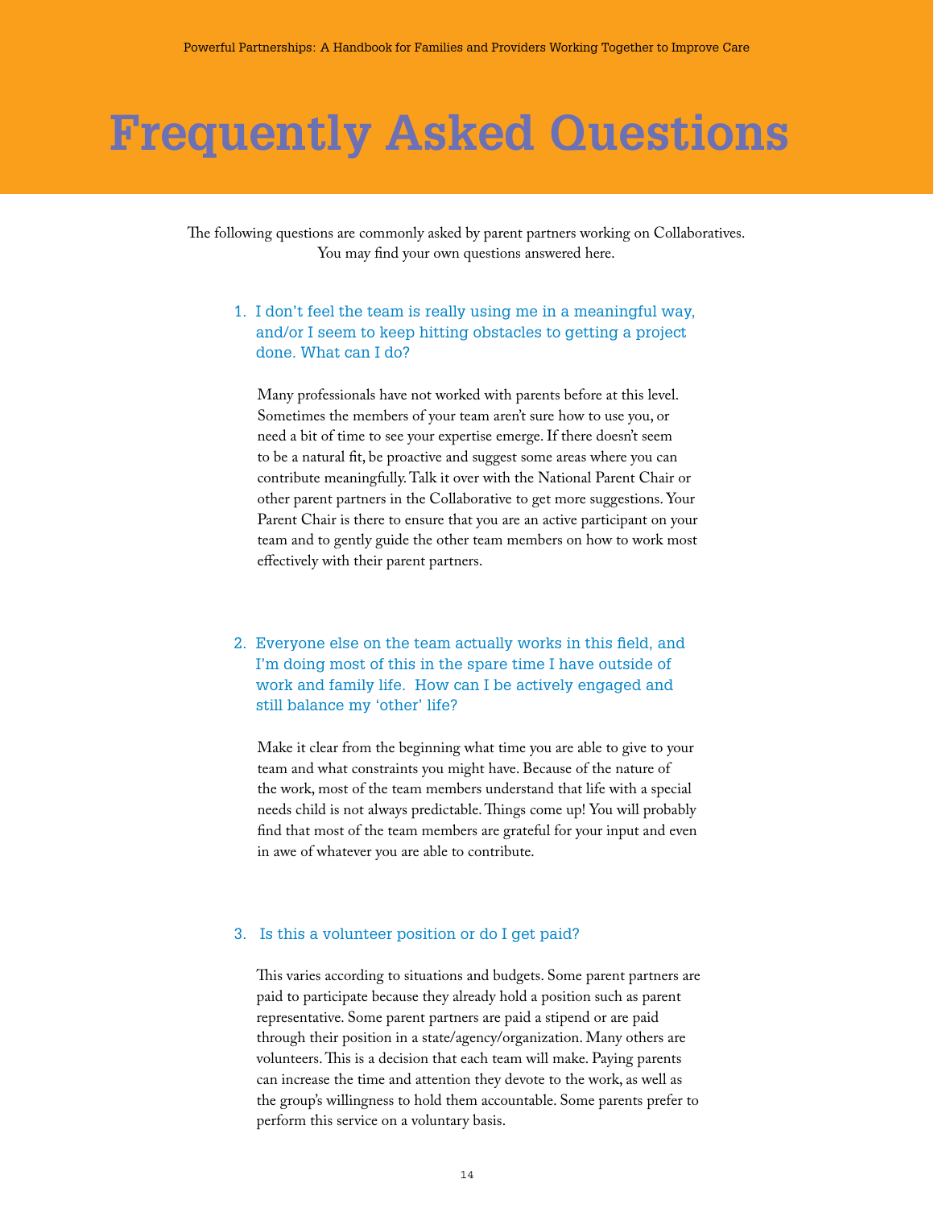# Frequently Asked Questions

The following questions are commonly asked by parent partners working on Collaboratives. You may find your own questions answered here.

### 1. I don't feel the team is really using me in a meaningful way, and/or I seem to keep hitting obstacles to getting a project done. What can I do?

Many professionals have not worked with parents before at this level. Sometimes the members of your team aren't sure how to use you, or need a bit of time to see your expertise emerge. If there doesn't seem to be a natural fit, be proactive and suggest some areas where you can contribute meaningfully. Talk it over with the National Parent Chair or other parent partners in the Collaborative to get more suggestions. Your Parent Chair is there to ensure that you are an active participant on your team and to gently guide the other team members on how to work most effectively with their parent partners.

### 2. Everyone else on the team actually works in this field, and I'm doing most of this in the spare time I have outside of work and family life. How can I be actively engaged and still balance my 'other' life?

Make it clear from the beginning what time you are able to give to your team and what constraints you might have. Because of the nature of the work, most of the team members understand that life with a special needs child is not always predictable. Things come up! You will probably find that most of the team members are grateful for your input and even in awe of whatever you are able to contribute.

### 3. Is this a volunteer position or do I get paid?

This varies according to situations and budgets. Some parent partners are paid to participate because they already hold a position such as parent representative. Some parent partners are paid a stipend or are paid through their position in a state/agency/organization. Many others are volunteers. This is a decision that each team will make. Paying parents can increase the time and attention they devote to the work, as well as the group's willingness to hold them accountable. Some parents prefer to perform this service on a voluntary basis.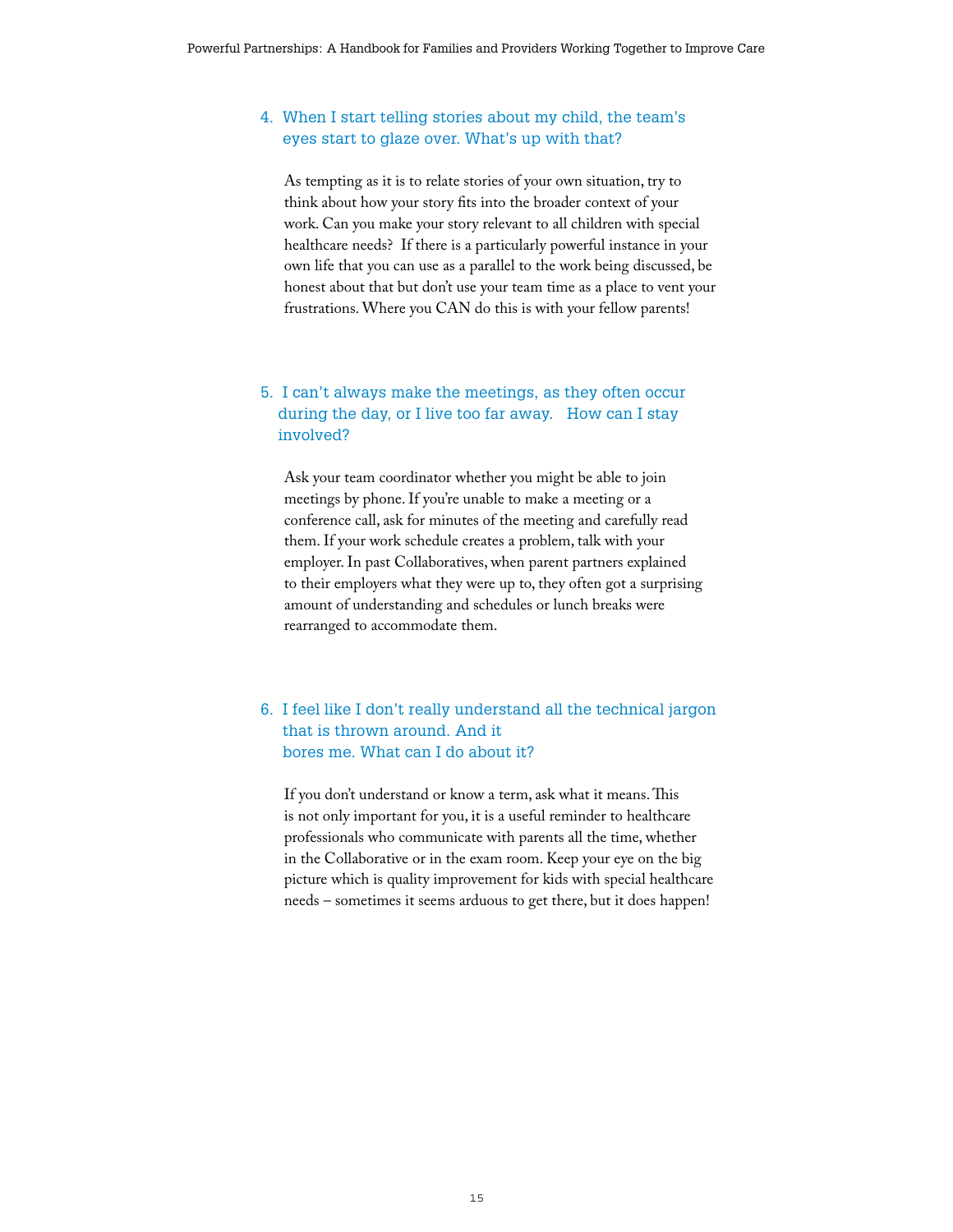### 4. When I start telling stories about my child, the team's eyes start to glaze over. What's up with that?

As tempting as it is to relate stories of your own situation, try to think about how your story fits into the broader context of your work. Can you make your story relevant to all children with special healthcare needs? If there is a particularly powerful instance in your own life that you can use as a parallel to the work being discussed, be honest about that but don't use your team time as a place to vent your frustrations. Where you CAN do this is with your fellow parents!

### 5. I can't always make the meetings, as they often occur during the day, or I live too far away. How can I stay involved?

Ask your team coordinator whether you might be able to join meetings by phone. If you're unable to make a meeting or a conference call, ask for minutes of the meeting and carefully read them. If your work schedule creates a problem, talk with your employer. In past Collaboratives, when parent partners explained to their employers what they were up to, they often got a surprising amount of understanding and schedules or lunch breaks were rearranged to accommodate them.

### 6. I feel like I don't really understand all the technical jargon that is thrown around. And it bores me. What can I do about it?

If you don't understand or know a term, ask what it means. This is not only important for you, it is a useful reminder to healthcare professionals who communicate with parents all the time, whether in the Collaborative or in the exam room. Keep your eye on the big picture which is quality improvement for kids with special healthcare needs – sometimes it seems arduous to get there, but it does happen!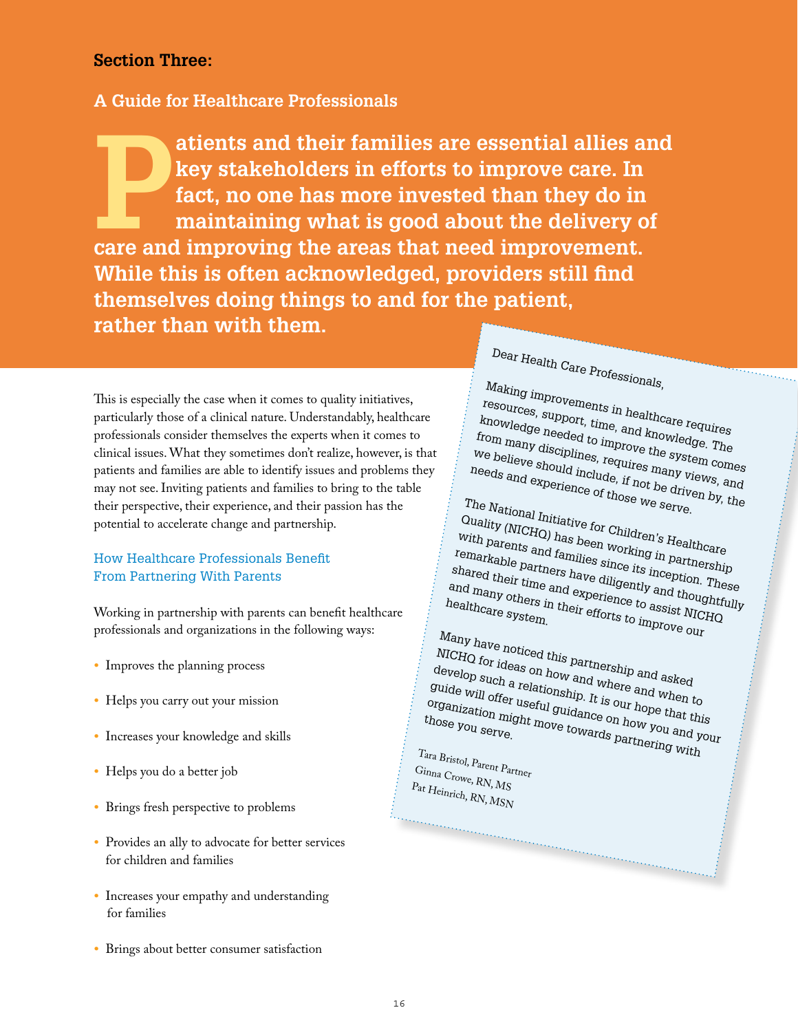## Section Three:

### A Guide for Healthcare Professionals

**Patients and their families are essential allies and key stakeholders in efforts to improve care. In fact, no one has more invested than they do in maintaining what is good about the delivery of care and improving the areas that need improvement. While this is often acknowledged, providers still find themselves doing things to and for the patient, rather than with them.**

This is especially the case when it comes to quality initiatives, particularly those of a clinical nature. Understandably, healthcare professionals consider themselves the experts when it comes to clinical issues. What they sometimes don't realize, however, is that patients and families are able to identify issues and problems they may not see. Inviting patients and families to bring to the table their perspective, their experience, and their passion has the potential to accelerate change and partnership.

### How Healthcare Professionals Benefit From Partnering With Parents

Working in partnership with parents can benefit healthcare professionals and organizations in the following ways:

- Improves the planning process
- Helps you carry out your mission
- Increases your knowledge and skills
- Helps you do a better job
- Brings fresh perspective to problems
- Provides an ally to advocate for better services for children and families
- Increases your empathy and understanding for families
- Brings about better consumer satisfaction

Dear Health Care Professionals,

Making improvements in healthcare requires resources, support, time, and knowledge. The knowledge needed to improve the system comes from many disciplines, requires many views, and we believe should include, if not be driven by, the needs and experience of those we serve.

The National Initiative for Children's Healthcare Quality (NICHQ) has been working in partnership with parents and families since its inception. These remarkable partners have diligently and thoughtfully shared their time and experience to assist NICHQ and many others in their efforts to improve our healthcare system.

Many have noticed this partnership and asked NICHQ for ideas on how and where and when to develop such a relationship. It is our hope that this guide will offer useful guidance on how you and your organization might move towards partnering with those you serve.

*Tara Bristol, Parent Partner*
*Ginna Crowe, RN, MS*
*Pat Heinrich, RN, MSN*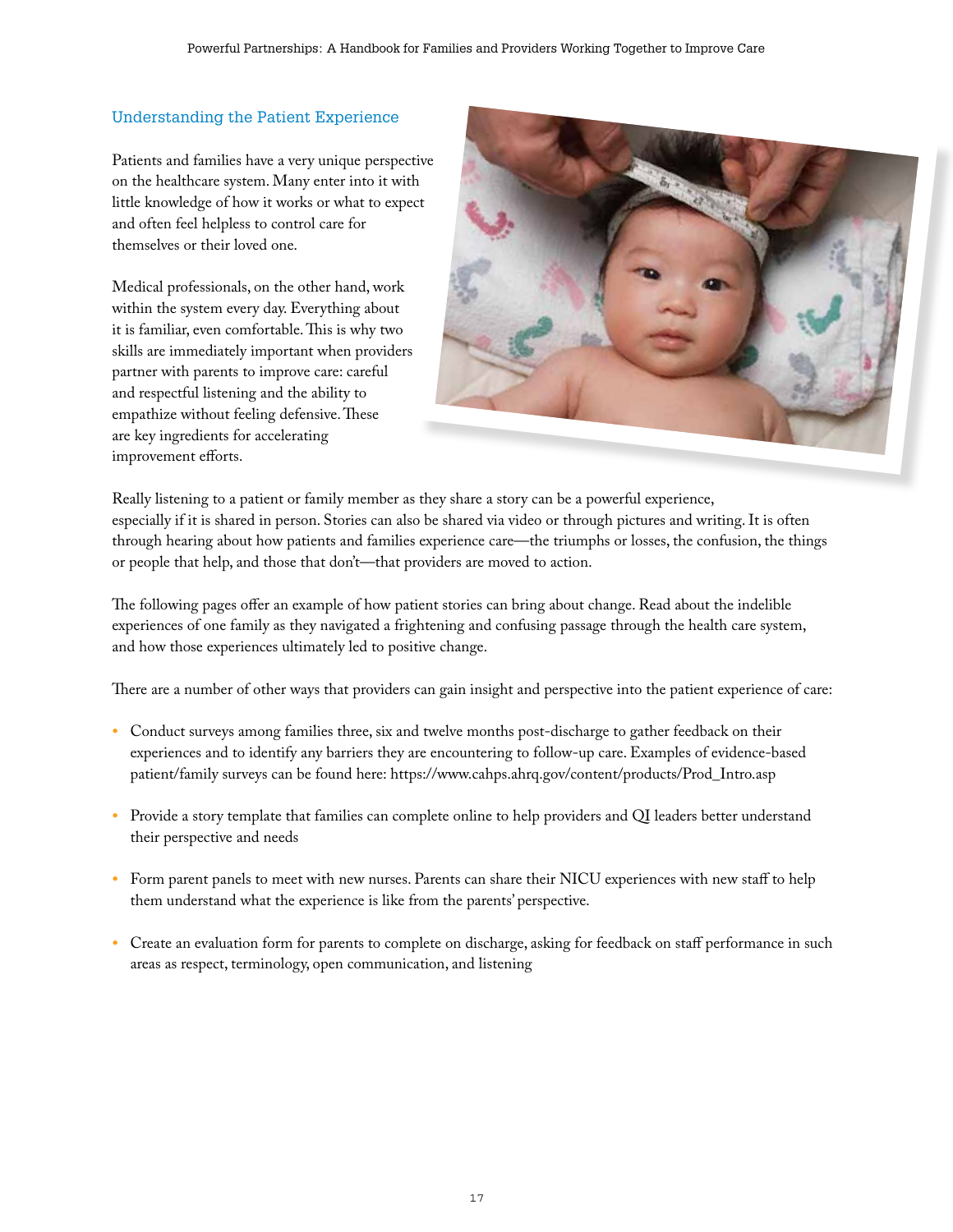## Understanding the Patient Experience

Patients and families have a very unique perspective on the healthcare system. Many enter into it with little knowledge of how it works or what to expect and often feel helpless to control care for themselves or their loved one.

Medical professionals, on the other hand, work within the system every day. Everything about it is familiar, even comfortable. This is why two skills are immediately important when providers partner with parents to improve care: careful and respectful listening and the ability to empathize without feeling defensive. These are key ingredients for accelerating improvement efforts.

Really listening to a patient or family member as they share a story can be a powerful experience, especially if it is shared in person. Stories can also be shared via video or through pictures and writing. It is often through hearing about how patients and families experience care—the triumphs or losses, the confusion, the things or people that help, and those that don't—that providers are moved to action.

The following pages offer an example of how patient stories can bring about change. Read about the indelible experiences of one family as they navigated a frightening and confusing passage through the health care system, and how those experiences ultimately led to positive change.

There are a number of other ways that providers can gain insight and perspective into the patient experience of care:

- Conduct surveys among families three, six and twelve months post-discharge to gather feedback on their experiences and to identify any barriers they are encountering to follow-up care. Examples of evidence-based patient/family surveys can be found here: https://www.cahps.ahrq.gov/content/products/Prod_Intro.asp
- Provide a story template that families can complete online to help providers and QI leaders better understand their perspective and needs
- Form parent panels to meet with new nurses. Parents can share their NICU experiences with new staff to help them understand what the experience is like from the parents' perspective.
- Create an evaluation form for parents to complete on discharge, asking for feedback on staff performance in such areas as respect, terminology, open communication, and listening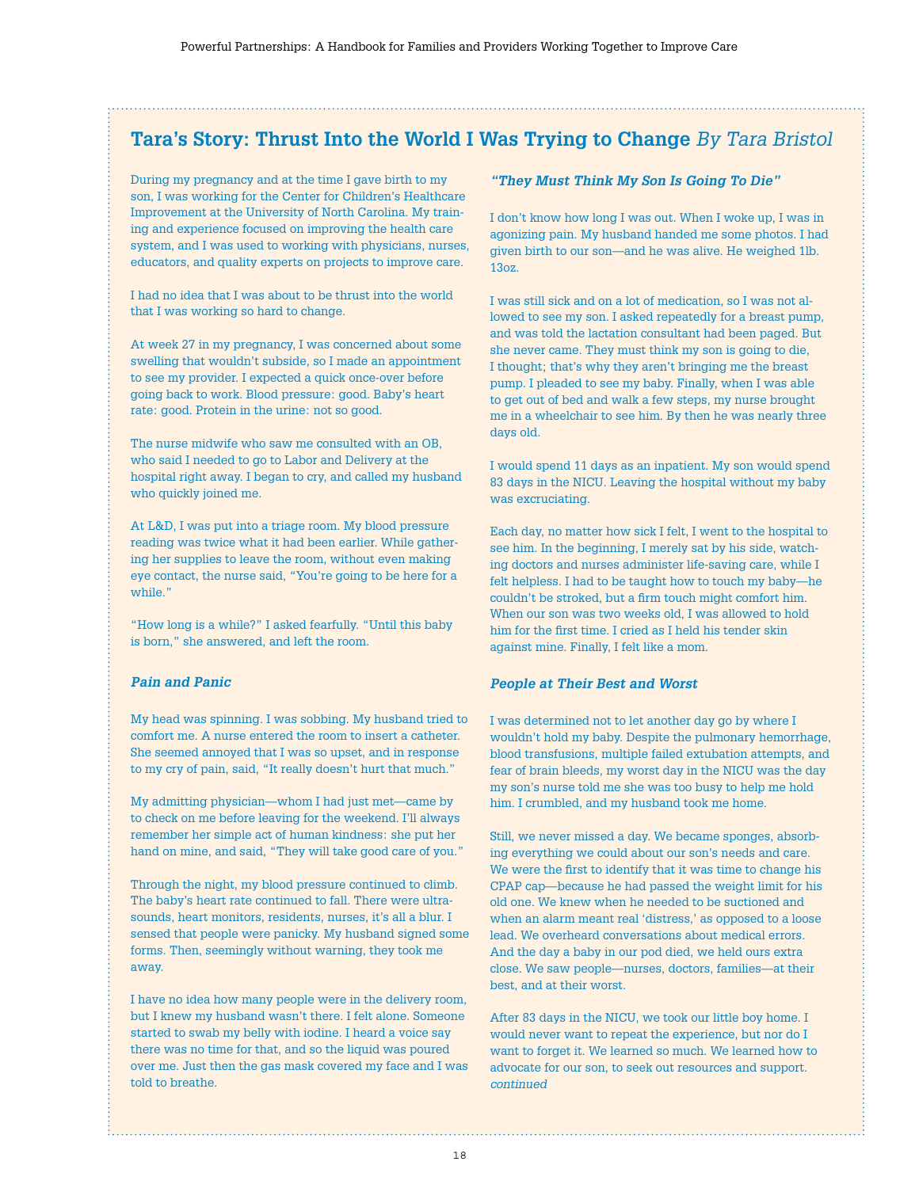## Tara's Story: Thrust Into the World I Was Trying to Change *By Tara Bristol*

During my pregnancy and at the time I gave birth to my son, I was working for the Center for Children's Healthcare Improvement at the University of North Carolina. My training and experience focused on improving the health care system, and I was used to working with physicians, nurses, educators, and quality experts on projects to improve care.

I had no idea that I was about to be thrust into the world that I was working so hard to change.

At week 27 in my pregnancy, I was concerned about some swelling that wouldn't subside, so I made an appointment to see my provider. I expected a quick once-over before going back to work. Blood pressure: good. Baby's heart rate: good. Protein in the urine: not so good.

The nurse midwife who saw me consulted with an OB, who said I needed to go to Labor and Delivery at the hospital right away. I began to cry, and called my husband who quickly joined me.

At L&D, I was put into a triage room. My blood pressure reading was twice what it had been earlier. While gathering her supplies to leave the room, without even making eye contact, the nurse said, "You're going to be here for a while."

"How long is a while?" I asked fearfully. "Until this baby is born," she answered, and left the room.

### *Pain and Panic*

My head was spinning. I was sobbing. My husband tried to comfort me. A nurse entered the room to insert a catheter. She seemed annoyed that I was so upset, and in response to my cry of pain, said, "It really doesn't hurt that much."

My admitting physician—whom I had just met—came by to check on me before leaving for the weekend. I'll always remember her simple act of human kindness: she put her hand on mine, and said, "They will take good care of you."

Through the night, my blood pressure continued to climb. The baby's heart rate continued to fall. There were ultrasounds, heart monitors, residents, nurses, it's all a blur. I sensed that people were panicky. My husband signed some forms. Then, seemingly without warning, they took me away.

I have no idea how many people were in the delivery room, but I knew my husband wasn't there. I felt alone. Someone started to swab my belly with iodine. I heard a voice say there was no time for that, and so the liquid was poured over me. Just then the gas mask covered my face and I was told to breathe.

### *"They Must Think My Son Is Going To Die"*

I don't know how long I was out. When I woke up, I was in agonizing pain. My husband handed me some photos. I had given birth to our son—and he was alive. He weighed 1lb. 13oz.

I was still sick and on a lot of medication, so I was not allowed to see my son. I asked repeatedly for a breast pump, and was told the lactation consultant had been paged. But she never came. They must think my son is going to die, I thought; that's why they aren't bringing me the breast pump. I pleaded to see my baby. Finally, when I was able to get out of bed and walk a few steps, my nurse brought me in a wheelchair to see him. By then he was nearly three days old.

I would spend 11 days as an inpatient. My son would spend 83 days in the NICU. Leaving the hospital without my baby was excruciating.

Each day, no matter how sick I felt, I went to the hospital to see him. In the beginning, I merely sat by his side, watching doctors and nurses administer life-saving care, while I felt helpless. I had to be taught how to touch my baby—he couldn't be stroked, but a firm touch might comfort him. When our son was two weeks old, I was allowed to hold him for the first time. I cried as I held his tender skin against mine. Finally, I felt like a mom.

### *People at Their Best and Worst*

I was determined not to let another day go by where I wouldn't hold my baby. Despite the pulmonary hemorrhage, blood transfusions, multiple failed extubation attempts, and fear of brain bleeds, my worst day in the NICU was the day my son's nurse told me she was too busy to help me hold him. I crumbled, and my husband took me home.

Still, we never missed a day. We became sponges, absorbing everything we could about our son's needs and care. We were the first to identify that it was time to change his CPAP cap—because he had passed the weight limit for his old one. We knew when he needed to be suctioned and when an alarm meant real 'distress,' as opposed to a loose lead. We overheard conversations about medical errors. And the day a baby in our pod died, we held ours extra close. We saw people—nurses, doctors, families—at their best, and at their worst.

After 83 days in the NICU, we took our little boy home. I would never want to repeat the experience, but nor do I want to forget it. We learned so much. We learned how to advocate for our son, to seek out resources and support. *continued*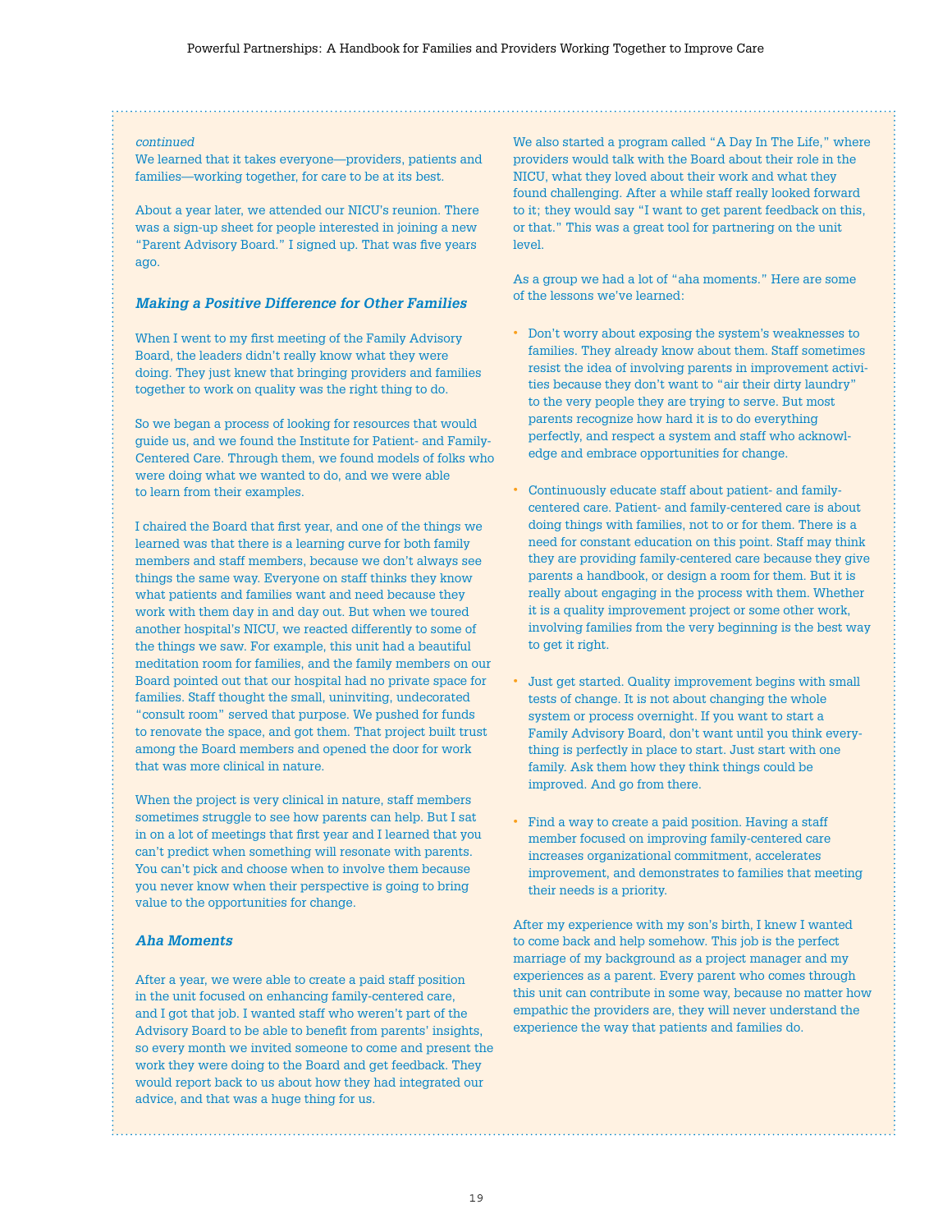*continued*

We learned that it takes everyone—providers, patients and families—working together, for care to be at its best.

About a year later, we attended our NICU's reunion. There was a sign-up sheet for people interested in joining a new "Parent Advisory Board." I signed up. That was five years ago.

### *Making a Positive Difference for Other Families*

When I went to my first meeting of the Family Advisory Board, the leaders didn't really know what they were doing. They just knew that bringing providers and families together to work on quality was the right thing to do.

So we began a process of looking for resources that would guide us, and we found the Institute for Patient- and Family-Centered Care. Through them, we found models of folks who were doing what we wanted to do, and we were able to learn from their examples.

I chaired the Board that first year, and one of the things we learned was that there is a learning curve for both family members and staff members, because we don't always see things the same way. Everyone on staff thinks they know what patients and families want and need because they work with them day in and day out. But when we toured another hospital's NICU, we reacted differently to some of the things we saw. For example, this unit had a beautiful meditation room for families, and the family members on our Board pointed out that our hospital had no private space for families. Staff thought the small, uninviting, undecorated "consult room" served that purpose. We pushed for funds to renovate the space, and got them. That project built trust among the Board members and opened the door for work that was more clinical in nature.

When the project is very clinical in nature, staff members sometimes struggle to see how parents can help. But I sat in on a lot of meetings that first year and I learned that you can't predict when something will resonate with parents. You can't pick and choose when to involve them because you never know when their perspective is going to bring value to the opportunities for change.

### *Aha Moments*

After a year, we were able to create a paid staff position in the unit focused on enhancing family-centered care, and I got that job. I wanted staff who weren't part of the Advisory Board to be able to benefit from parents' insights, so every month we invited someone to come and present the work they were doing to the Board and get feedback. They would report back to us about how they had integrated our advice, and that was a huge thing for us.

We also started a program called "A Day In The Life," where providers would talk with the Board about their role in the NICU, what they loved about their work and what they found challenging. After a while staff really looked forward to it; they would say "I want to get parent feedback on this, or that." This was a great tool for partnering on the unit level.

As a group we had a lot of "aha moments." Here are some of the lessons we've learned:

- Don't worry about exposing the system's weaknesses to families. They already know about them. Staff sometimes resist the idea of involving parents in improvement activities because they don't want to "air their dirty laundry" to the very people they are trying to serve. But most parents recognize how hard it is to do everything perfectly, and respect a system and staff who acknowledge and embrace opportunities for change.

- Continuously educate staff about patient- and family-centered care. Patient- and family-centered care is about doing things with families, not to or for them. There is a need for constant education on this point. Staff may think they are providing family-centered care because they give parents a handbook, or design a room for them. But it is really about engaging in the process with them. Whether it is a quality improvement project or some other work, involving families from the very beginning is the best way to get it right.

- Just get started. Quality improvement begins with small tests of change. It is not about changing the whole system or process overnight. If you want to start a Family Advisory Board, don't want until you think everything is perfectly in place to start. Just start with one family. Ask them how they think things could be improved. And go from there.

- Find a way to create a paid position. Having a staff member focused on improving family-centered care increases organizational commitment, accelerates improvement, and demonstrates to families that meeting their needs is a priority.

After my experience with my son's birth, I knew I wanted to come back and help somehow. This job is the perfect marriage of my background as a project manager and my experiences as a parent. Every parent who comes through this unit can contribute in some way, because no matter how empathic the providers are, they will never understand the experience the way that patients and families do.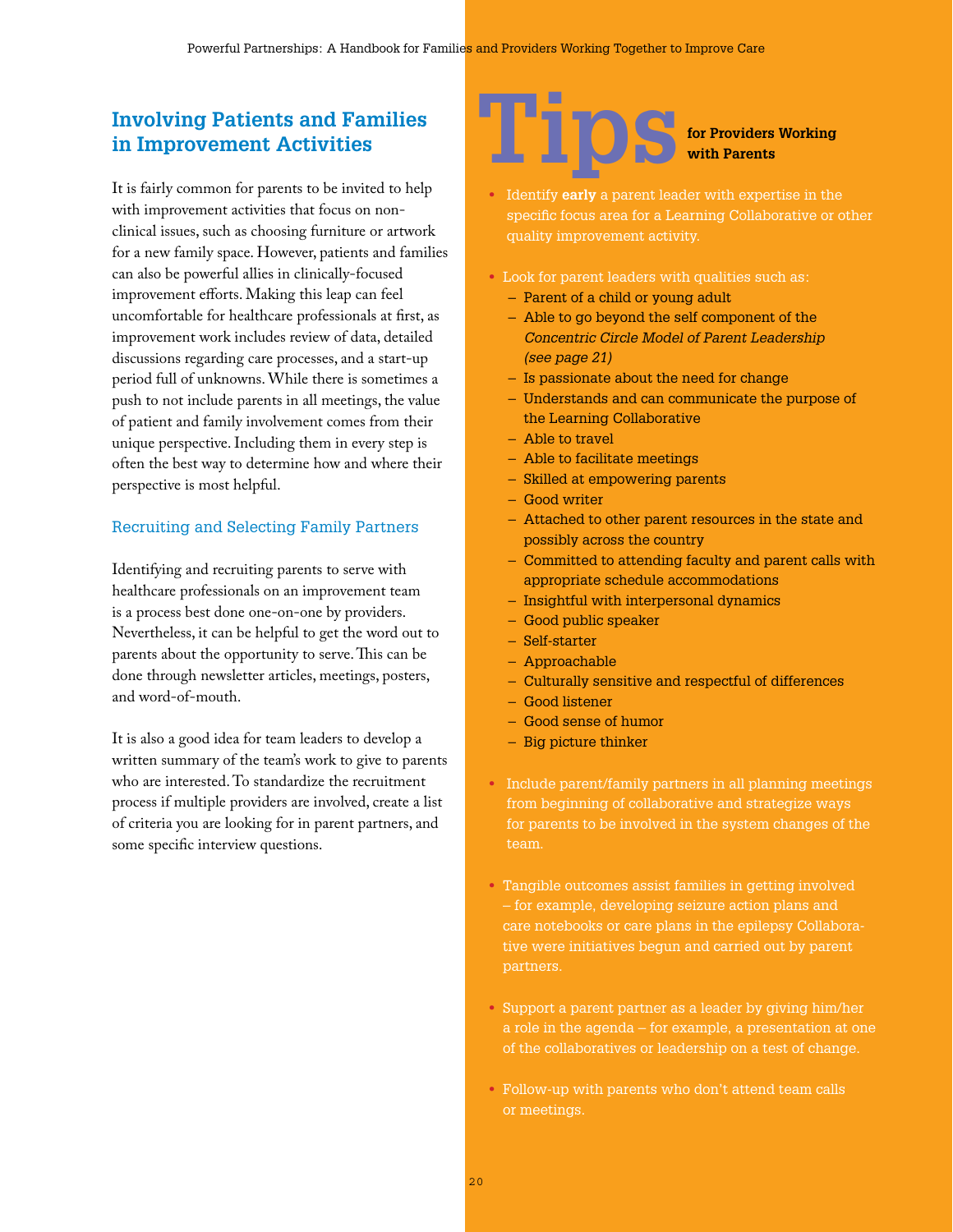## Involving Patients and Families in Improvement Activities

It is fairly common for parents to be invited to help with improvement activities that focus on non-clinical issues, such as choosing furniture or artwork for a new family space. However, patients and families can also be powerful allies in clinically-focused improvement efforts. Making this leap can feel uncomfortable for healthcare professionals at first, as improvement work includes review of data, detailed discussions regarding care processes, and a start-up period full of unknowns. While there is sometimes a push to not include parents in all meetings, the value of patient and family involvement comes from their unique perspective. Including them in every step is often the best way to determine how and where their perspective is most helpful.

### Recruiting and Selecting Family Partners

Identifying and recruiting parents to serve with healthcare professionals on an improvement team is a process best done one-on-one by providers. Nevertheless, it can be helpful to get the word out to parents about the opportunity to serve. This can be done through newsletter articles, meetings, posters, and word-of-mouth.

It is also a good idea for team leaders to develop a written summary of the team's work to give to parents who are interested. To standardize the recruitment process if multiple providers are involved, create a list of criteria you are looking for in parent partners, and some specific interview questions.

## Tips for Providers Working with Parents

- Identify **early** a parent leader with expertise in the specific focus area for a Learning Collaborative or other quality improvement activity.
- Look for parent leaders with qualities such as:
  - Parent of a child or young adult
  - Able to go beyond the self component of the *Concentric Circle Model of Parent Leadership (see page 21)*
  - Is passionate about the need for change
  - Understands and can communicate the purpose of the Learning Collaborative
  - Able to travel
  - Able to facilitate meetings
  - Skilled at empowering parents
  - Good writer
  - Attached to other parent resources in the state and possibly across the country
  - Committed to attending faculty and parent calls with appropriate schedule accommodations
  - Insightful with interpersonal dynamics
  - Good public speaker
  - Self-starter
  - Approachable
  - Culturally sensitive and respectful of differences
  - Good listener
  - Good sense of humor
  - Big picture thinker
- Include parent/family partners in all planning meetings from beginning of collaborative and strategize ways for parents to be involved in the system changes of the team.
- Tangible outcomes assist families in getting involved – for example, developing seizure action plans and care notebooks or care plans in the epilepsy Collaborative were initiatives begun and carried out by parent partners.
- Support a parent partner as a leader by giving him/her a role in the agenda – for example, a presentation at one of the collaboratives or leadership on a test of change.
- Follow-up with parents who don't attend team calls or meetings.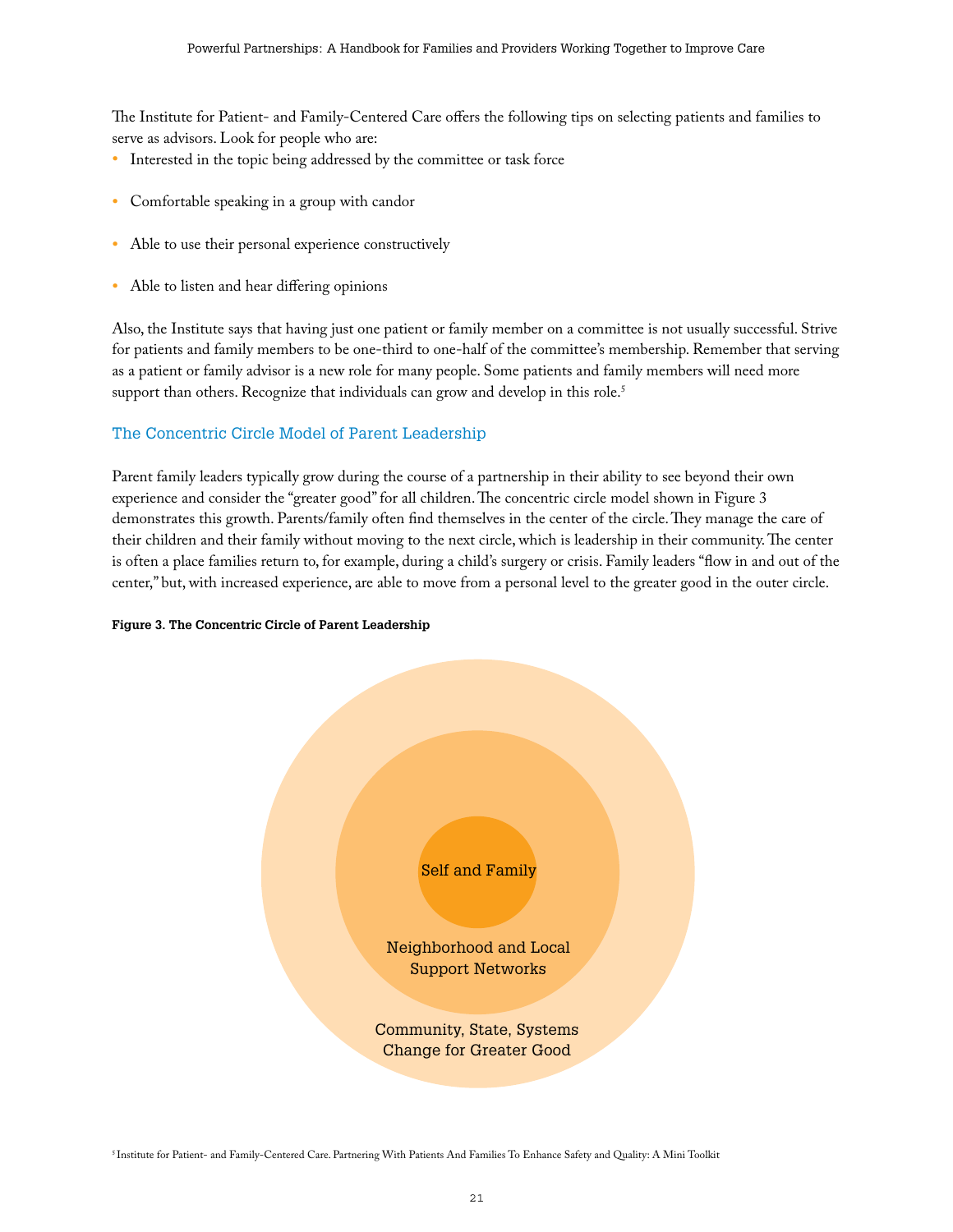The Institute for Patient- and Family-Centered Care offers the following tips on selecting patients and families to serve as advisors. Look for people who are:

- Interested in the topic being addressed by the committee or task force
- Comfortable speaking in a group with candor
- Able to use their personal experience constructively
- Able to listen and hear differing opinions

Also, the Institute says that having just one patient or family member on a committee is not usually successful. Strive for patients and family members to be one-third to one-half of the committee's membership. Remember that serving as a patient or family advisor is a new role for many people. Some patients and family members will need more support than others. Recognize that individuals can grow and develop in this role.[5]

## The Concentric Circle Model of Parent Leadership

Parent family leaders typically grow during the course of a partnership in their ability to see beyond their own experience and consider the "greater good" for all children. The concentric circle model shown in Figure 3 demonstrates this growth. Parents/family often find themselves in the center of the circle. They manage the care of their children and their family without moving to the next circle, which is leadership in their community. The center is often a place families return to, for example, during a child's surgery or crisis. Family leaders "flow in and out of the center," but, with increased experience, are able to move from a personal level to the greater good in the outer circle.

**Figure 3. The Concentric Circle of Parent Leadership**

Self and Family

Neighborhood and Local Support Networks

Community, State, Systems Change for Greater Good

[5] Institute for Patient- and Family-Centered Care. Partnering With Patients And Families To Enhance Safety and Quality: A Mini Toolkit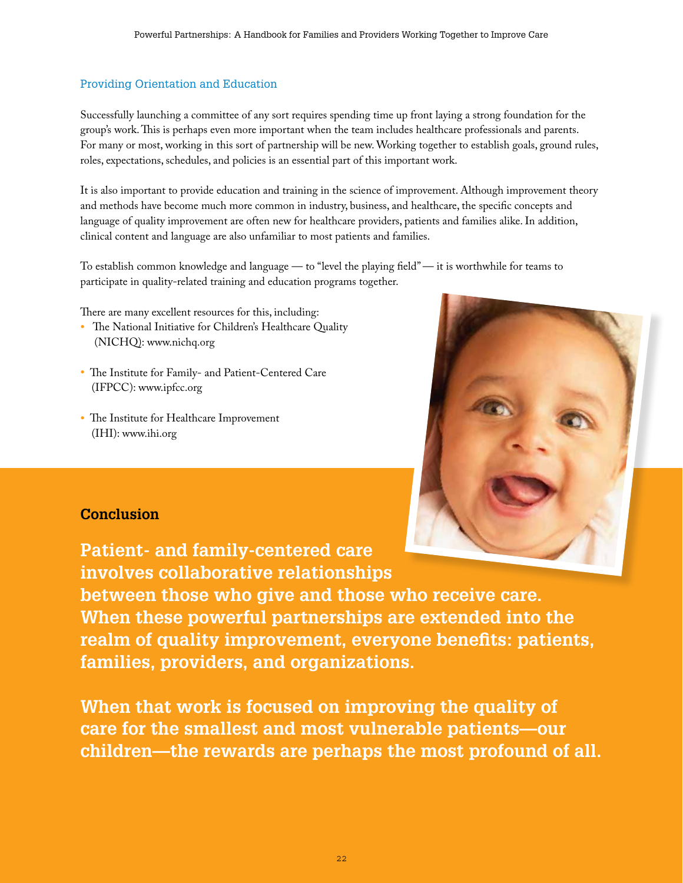## Providing Orientation and Education

Successfully launching a committee of any sort requires spending time up front laying a strong foundation for the group's work. This is perhaps even more important when the team includes healthcare professionals and parents. For many or most, working in this sort of partnership will be new. Working together to establish goals, ground rules, roles, expectations, schedules, and policies is an essential part of this important work.

It is also important to provide education and training in the science of improvement. Although improvement theory and methods have become much more common in industry, business, and healthcare, the specific concepts and language of quality improvement are often new for healthcare providers, patients and families alike. In addition, clinical content and language are also unfamiliar to most patients and families.

To establish common knowledge and language — to "level the playing field" — it is worthwhile for teams to participate in quality-related training and education programs together.

There are many excellent resources for this, including:

- The National Initiative for Children's Healthcare Quality (NICHQ): www.nichq.org
- The Institute for Family- and Patient-Centered Care (IFPCC): www.ipfcc.org
- The Institute for Healthcare Improvement (IHI): www.ihi.org

## Conclusion

**Patient- and family-centered care involves collaborative relationships between those who give and those who receive care. When these powerful partnerships are extended into the realm of quality improvement, everyone benefits: patients, families, providers, and organizations.**

**When that work is focused on improving the quality of care for the smallest and most vulnerable patients—our children—the rewards are perhaps the most profound of all.**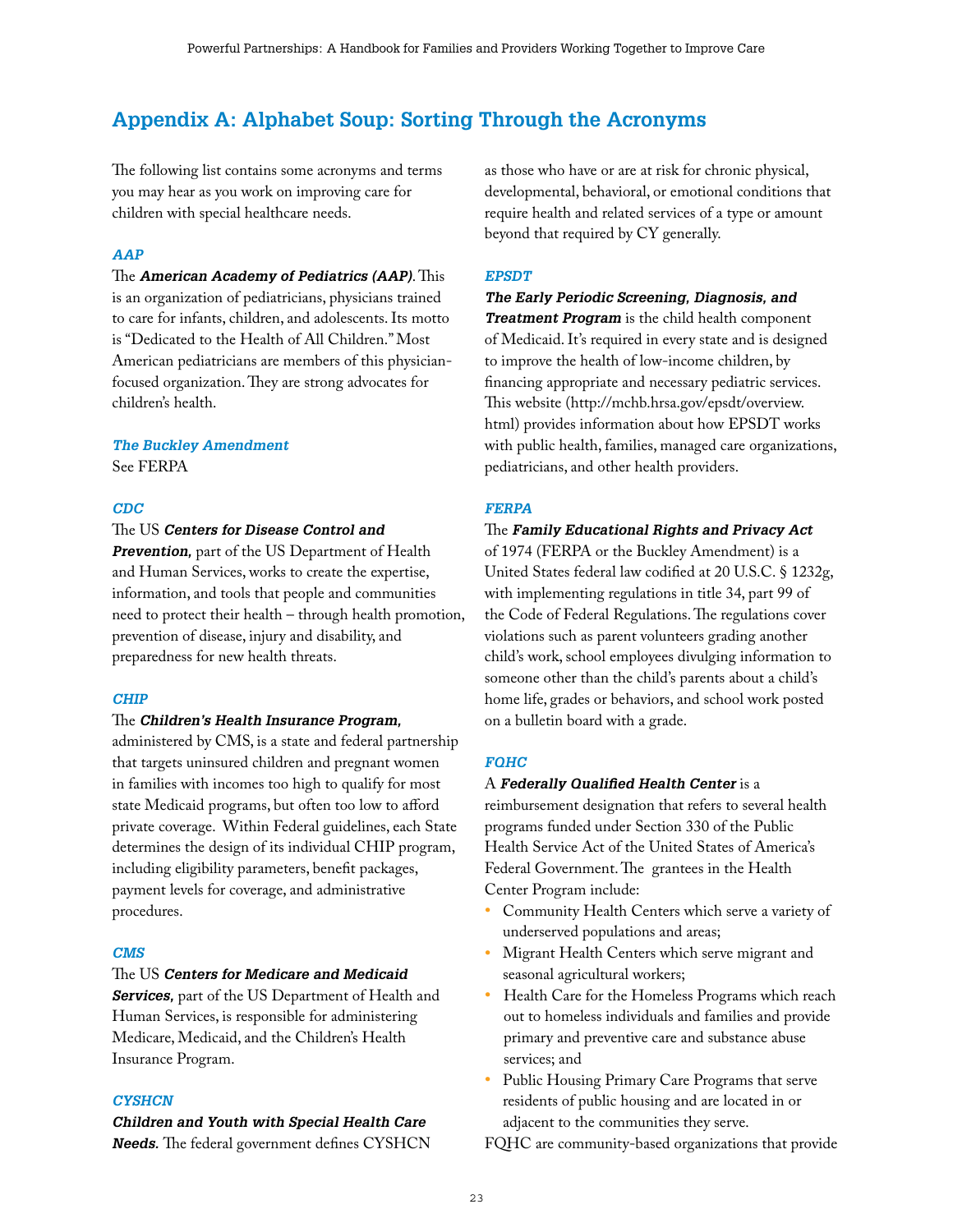## Appendix A: Alphabet Soup: Sorting Through the Acronyms

The following list contains some acronyms and terms you may hear as you work on improving care for children with special healthcare needs.

### *AAP*

The ***American Academy of Pediatrics (AAP)***. This is an organization of pediatricians, physicians trained to care for infants, children, and adolescents. Its motto is "Dedicated to the Health of All Children." Most American pediatricians are members of this physician-focused organization. They are strong advocates for children's health.

### *The Buckley Amendment*

See FERPA

### *CDC*

The US ***Centers for Disease Control and Prevention,*** part of the US Department of Health and Human Services, works to create the expertise, information, and tools that people and communities need to protect their health – through health promotion, prevention of disease, injury and disability, and preparedness for new health threats.

### *CHIP*

The ***Children's Health Insurance Program,*** administered by CMS, is a state and federal partnership that targets uninsured children and pregnant women in families with incomes too high to qualify for most state Medicaid programs, but often too low to afford private coverage. Within Federal guidelines, each State determines the design of its individual CHIP program, including eligibility parameters, benefit packages, payment levels for coverage, and administrative procedures.

### *CMS*

The US ***Centers for Medicare and Medicaid Services,*** part of the US Department of Health and Human Services, is responsible for administering Medicare, Medicaid, and the Children's Health Insurance Program.

### *CYSHCN*

***Children and Youth with Special Health Care Needs.*** The federal government defines CYSHCN as those who have or are at risk for chronic physical, developmental, behavioral, or emotional conditions that require health and related services of a type or amount beyond that required by CY generally.

### *EPSDT*

***The Early Periodic Screening, Diagnosis, and Treatment Program*** is the child health component of Medicaid. It's required in every state and is designed to improve the health of low-income children, by financing appropriate and necessary pediatric services. This website (http://mchb.hrsa.gov/epsdt/overview.html) provides information about how EPSDT works with public health, families, managed care organizations, pediatricians, and other health providers.

### *FERPA*

The ***Family Educational Rights and Privacy Act*** of 1974 (FERPA or the Buckley Amendment) is a United States federal law codified at 20 U.S.C. § 1232g, with implementing regulations in title 34, part 99 of the Code of Federal Regulations. The regulations cover violations such as parent volunteers grading another child's work, school employees divulging information to someone other than the child's parents about a child's home life, grades or behaviors, and school work posted on a bulletin board with a grade.

### *FQHC*

A ***Federally Qualified Health Center*** is a reimbursement designation that refers to several health programs funded under Section 330 of the Public Health Service Act of the United States of America's Federal Government. The grantees in the Health Center Program include:

- Community Health Centers which serve a variety of underserved populations and areas;
- Migrant Health Centers which serve migrant and seasonal agricultural workers;
- Health Care for the Homeless Programs which reach out to homeless individuals and families and provide primary and preventive care and substance abuse services; and
- Public Housing Primary Care Programs that serve residents of public housing and are located in or adjacent to the communities they serve.

FQHC are community-based organizations that provide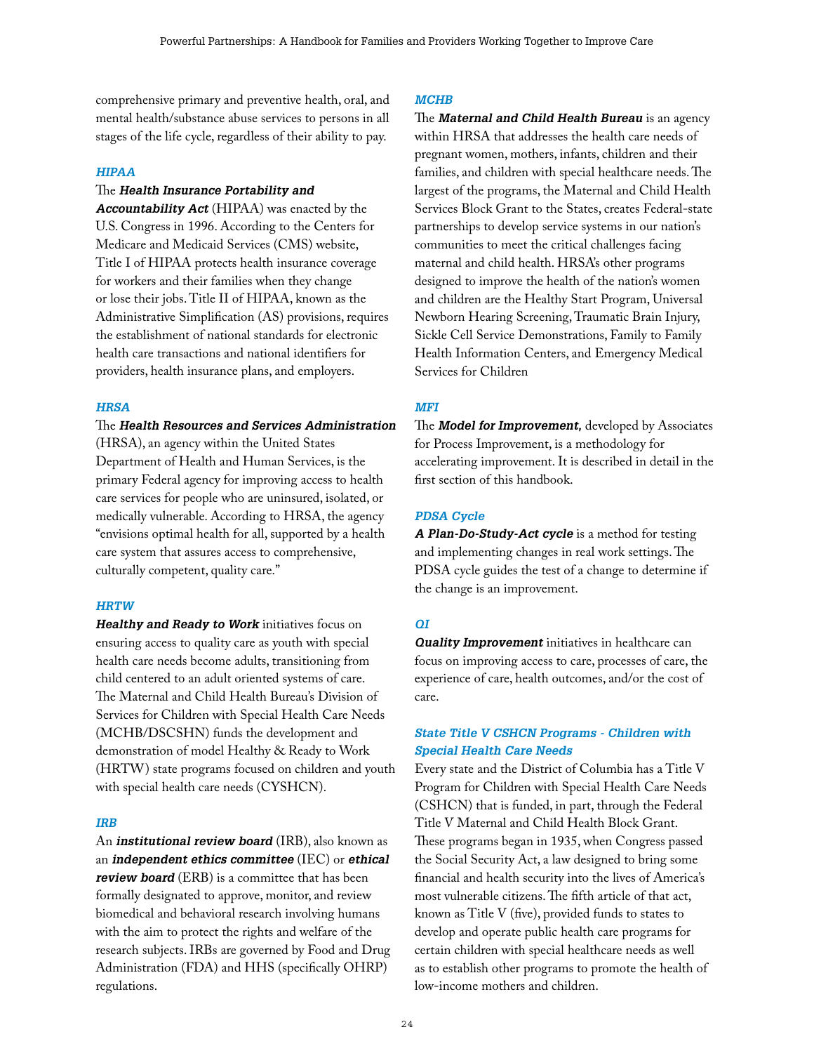comprehensive primary and preventive health, oral, and mental health/substance abuse services to persons in all stages of the life cycle, regardless of their ability to pay.

### *HIPAA*

The ***Health Insurance Portability and Accountability Act*** (HIPAA) was enacted by the U.S. Congress in 1996. According to the Centers for Medicare and Medicaid Services (CMS) website, Title I of HIPAA protects health insurance coverage for workers and their families when they change or lose their jobs. Title II of HIPAA, known as the Administrative Simplification (AS) provisions, requires the establishment of national standards for electronic health care transactions and national identifiers for providers, health insurance plans, and employers.

### *HRSA*

The ***Health Resources and Services Administration*** (HRSA), an agency within the United States Department of Health and Human Services, is the primary Federal agency for improving access to health care services for people who are uninsured, isolated, or medically vulnerable. According to HRSA, the agency "envisions optimal health for all, supported by a health care system that assures access to comprehensive, culturally competent, quality care."

### *HRTW*

***Healthy and Ready to Work*** initiatives focus on ensuring access to quality care as youth with special health care needs become adults, transitioning from child centered to an adult oriented systems of care. The Maternal and Child Health Bureau's Division of Services for Children with Special Health Care Needs (MCHB/DSCSHN) funds the development and demonstration of model Healthy & Ready to Work (HRTW) state programs focused on children and youth with special health care needs (CYSHCN).

### *IRB*

An ***institutional review board*** (IRB), also known as an ***independent ethics committee*** (IEC) or ***ethical review board*** (ERB) is a committee that has been formally designated to approve, monitor, and review biomedical and behavioral research involving humans with the aim to protect the rights and welfare of the research subjects. IRBs are governed by Food and Drug Administration (FDA) and HHS (specifically OHRP) regulations.

### *MCHB*

The ***Maternal and Child Health Bureau*** is an agency within HRSA that addresses the health care needs of pregnant women, mothers, infants, children and their families, and children with special healthcare needs. The largest of the programs, the Maternal and Child Health Services Block Grant to the States, creates Federal-state partnerships to develop service systems in our nation's communities to meet the critical challenges facing maternal and child health. HRSA's other programs designed to improve the health of the nation's women and children are the Healthy Start Program, Universal Newborn Hearing Screening, Traumatic Brain Injury, Sickle Cell Service Demonstrations, Family to Family Health Information Centers, and Emergency Medical Services for Children

### *MFI*

The ***Model for Improvement,*** developed by Associates for Process Improvement, is a methodology for accelerating improvement. It is described in detail in the first section of this handbook.

### *PDSA Cycle*

***A Plan-Do-Study-Act cycle*** is a method for testing and implementing changes in real work settings. The PDSA cycle guides the test of a change to determine if the change is an improvement.

### *QI*

***Quality Improvement*** initiatives in healthcare can focus on improving access to care, processes of care, the experience of care, health outcomes, and/or the cost of care.

### *State Title V CSHCN Programs - Children with Special Health Care Needs*

Every state and the District of Columbia has a Title V Program for Children with Special Health Care Needs (CSHCN) that is funded, in part, through the Federal Title V Maternal and Child Health Block Grant. These programs began in 1935, when Congress passed the Social Security Act, a law designed to bring some financial and health security into the lives of America's most vulnerable citizens. The fifth article of that act, known as Title V (five), provided funds to states to develop and operate public health care programs for certain children with special healthcare needs as well as to establish other programs to promote the health of low-income mothers and children.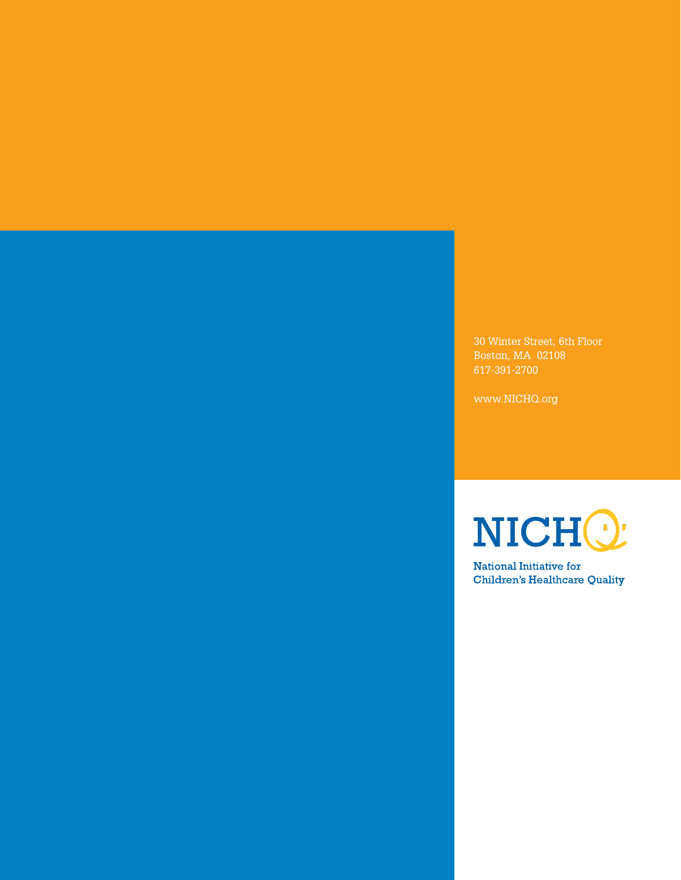30 Winter Street, 6th Floor
Boston, MA 02108
617-391-2700

www.NICHQ.org

NICHQ

National Initiative for
Children's Healthcare Quality